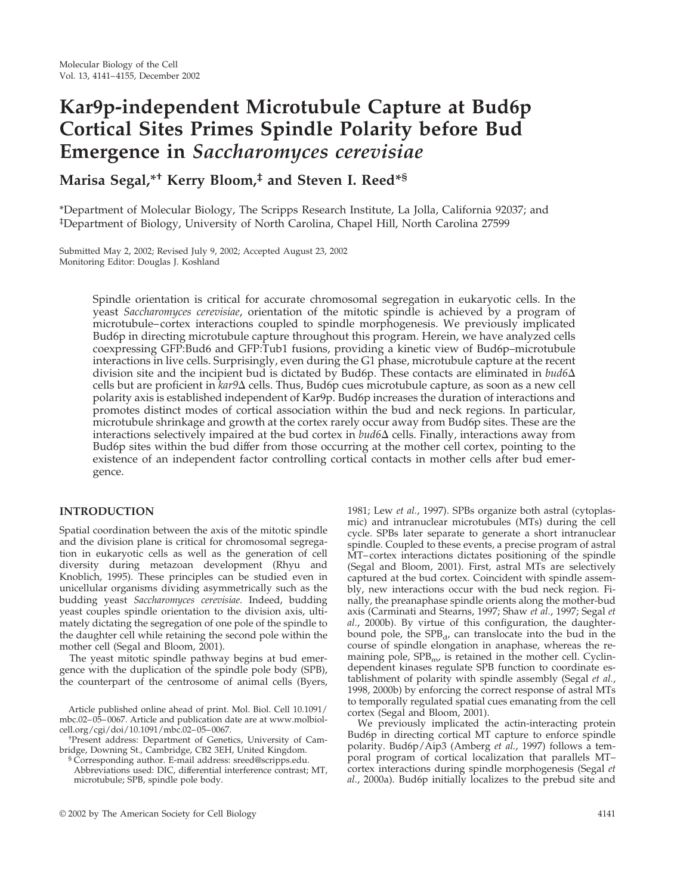# Kar9p-independent Microtubule Capture at Bud6p Cortical Sites Primes Spindle Polarity before Bud Emergence in *Saccharomyces cerevisiae*

**Marisa Segal,*† Kerry Bloom,‡ and Steven I. Reed*§**

*Department of Molecular Biology, The Scripps Research Institute, La Jolla, California 92037; and ‡Department of Biology, University of North Carolina, Chapel Hill, North Carolina 27599

Submitted May 2, 2002; Revised July 9, 2002; Accepted August 23, 2002
Monitoring Editor: Douglas J. Koshland

Spindle orientation is critical for accurate chromosomal segregation in eukaryotic cells. In the yeast *Saccharomyces cerevisiae*, orientation of the mitotic spindle is achieved by a program of microtubule–cortex interactions coupled to spindle morphogenesis. We previously implicated Bud6p in directing microtubule capture throughout this program. Herein, we have analyzed cells coexpressing GFP:Bud6 and GFP:Tub1 fusions, providing a kinetic view of Bud6p–microtubule interactions in live cells. Surprisingly, even during the G1 phase, microtubule capture at the recent division site and the incipient bud is dictated by Bud6p. These contacts are eliminated in *bud6*Δ cells but are proficient in *kar9*Δ cells. Thus, Bud6p cues microtubule capture, as soon as a new cell polarity axis is established independent of Kar9p. Bud6p increases the duration of interactions and promotes distinct modes of cortical association within the bud and neck regions. In particular, microtubule shrinkage and growth at the cortex rarely occur away from Bud6p sites. These are the interactions selectively impaired at the bud cortex in *bud6*Δ cells. Finally, interactions away from Bud6p sites within the bud differ from those occurring at the mother cell cortex, pointing to the existence of an independent factor controlling cortical contacts in mother cells after bud emergence.

## INTRODUCTION

Spatial coordination between the axis of the mitotic spindle and the division plane is critical for chromosomal segregation in eukaryotic cells as well as the generation of cell diversity during metazoan development (Rhyu and Knoblich, 1995). These principles can be studied even in unicellular organisms dividing asymmetrically such as the budding yeast *Saccharomyces cerevisiae*. Indeed, budding yeast couples spindle orientation to the division axis, ultimately dictating the segregation of one pole of the spindle to the daughter cell while retaining the second pole within the mother cell (Segal and Bloom, 2001).

The yeast mitotic spindle pathway begins at bud emergence with the duplication of the spindle pole body (SPB), the counterpart of the centrosome of animal cells (Byers, 1981; Lew *et al.*, 1997). SPBs organize both astral (cytoplasmic) and intranuclear microtubules (MTs) during the cell cycle. SPBs later separate to generate a short intranuclear spindle. Coupled to these events, a precise program of astral MT–cortex interactions dictates positioning of the spindle (Segal and Bloom, 2001). First, astral MTs are selectively captured at the bud cortex. Coincident with spindle assembly, new interactions occur with the bud neck region. Finally, the preanaphase spindle orients along the mother-bud axis (Carminati and Stearns, 1997; Shaw *et al.*, 1997; Segal *et al.*, 2000b). By virtue of this configuration, the daughter-bound pole, the $SPB_d$, can translocate into the bud in the course of spindle elongation in anaphase, whereas the remaining pole, $SPB_m$, is retained in the mother cell. Cyclin-dependent kinases regulate SPB function to coordinate establishment of polarity with spindle assembly (Segal *et al.*, 1998, 2000b) by enforcing the correct response of astral MTs to temporally regulated spatial cues emanating from the cell cortex (Segal and Bloom, 2001).

We previously implicated the actin-interacting protein Bud6p in directing cortical MT capture to enforce spindle polarity. Bud6p/Aip3 (Amberg *et al.*, 1997) follows a temporal program of cortical localization that parallels MT–cortex interactions during spindle morphogenesis (Segal *et al.*, 2000a). Bud6p initially localizes to the prebud site and

Article published online ahead of print. Mol. Biol. Cell 10.1091/mbc.02–05–0067. Article and publication date are at www.molbiolcell.org/cgi/doi/10.1091/mbc.02–05–0067.

† Present address: Department of Genetics, University of Cambridge, Downing St., Cambridge, CB2 3EH, United Kingdom.

§ Corresponding author. E-mail address: sreed@scripps.edu.

Abbreviations used: DIC, differential interference contrast; MT, microtubule; SPB, spindle pole body.

© 2002 by The American Society for Cell Biology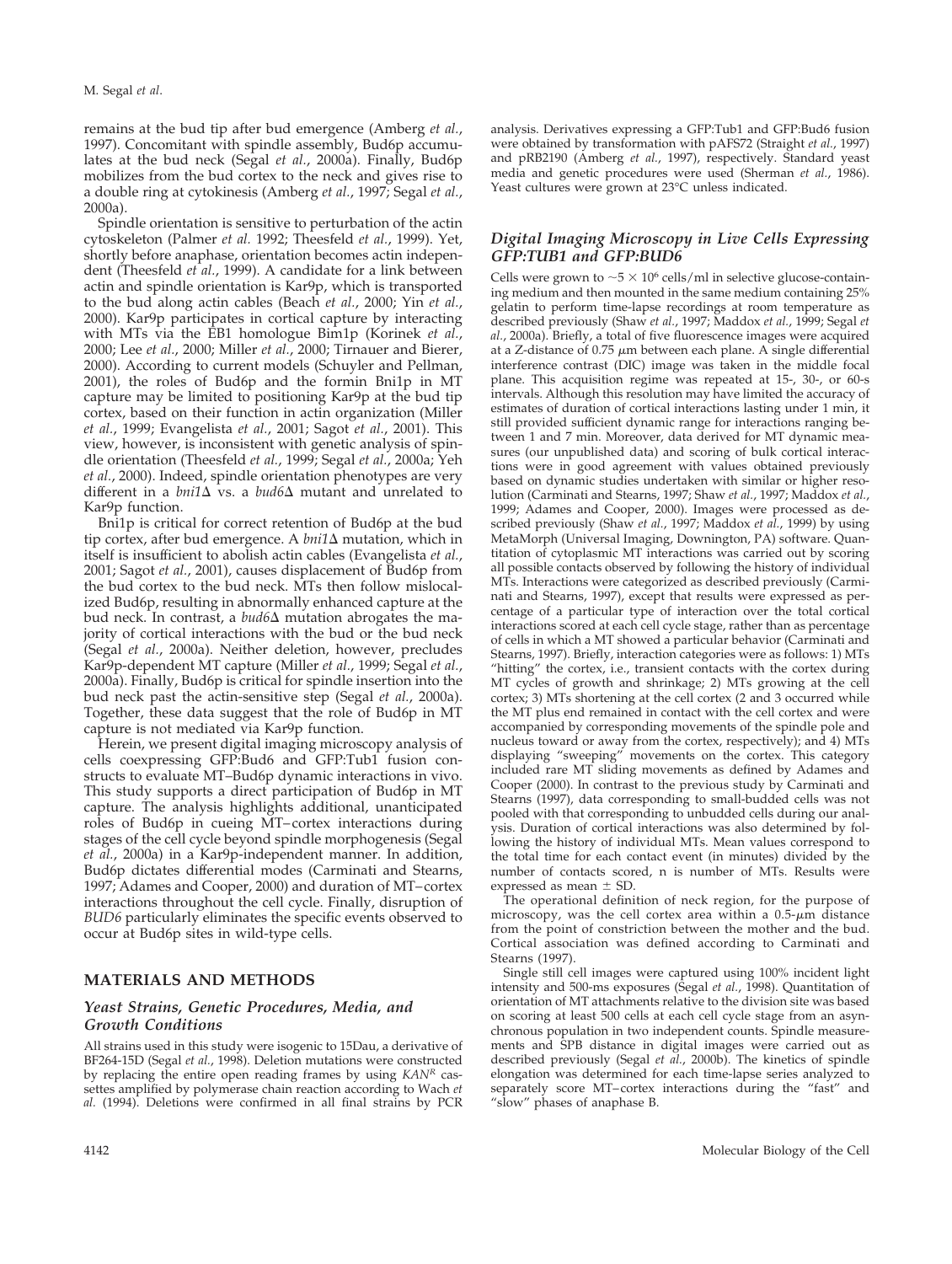remains at the bud tip after bud emergence (Amberg *et al.*, 1997). Concomitant with spindle assembly, Bud6p accumulates at the bud neck (Segal *et al.*, 2000a). Finally, Bud6p mobilizes from the bud cortex to the neck and gives rise to a double ring at cytokinesis (Amberg *et al.*, 1997; Segal *et al.*, 2000a).

Spindle orientation is sensitive to perturbation of the actin cytoskeleton (Palmer *et al.* 1992; Theesfeld *et al.*, 1999). Yet, shortly before anaphase, orientation becomes actin independent (Theesfeld *et al.*, 1999). A candidate for a link between actin and spindle orientation is Kar9p, which is transported to the bud along actin cables (Beach *et al.*, 2000; Yin *et al.*, 2000). Kar9p participates in cortical capture by interacting with MTs via the EB1 homologue Bim1p (Korinek *et al.*, 2000; Lee *et al.*, 2000; Miller *et al.*, 2000; Tirnauer and Bierer, 2000). According to current models (Schuyler and Pellman, 2001), the roles of Bud6p and the formin Bni1p in MT capture may be limited to positioning Kar9p at the bud tip cortex, based on their function in actin organization (Miller *et al.*, 1999; Evangelista *et al.*, 2001; Sagot *et al.*, 2001). This view, however, is inconsistent with genetic analysis of spindle orientation (Theesfeld *et al.*, 1999; Segal *et al.*, 2000a; Yeh *et al.*, 2000). Indeed, spindle orientation phenotypes are very different in a *bni1*Δ vs. a *bud6*Δ mutant and unrelated to Kar9p function.

Bni1p is critical for correct retention of Bud6p at the bud tip cortex, after bud emergence. A *bni1*Δ mutation, which in itself is insufficient to abolish actin cables (Evangelista *et al.*, 2001; Sagot *et al.*, 2001), causes displacement of Bud6p from the bud cortex to the bud neck. MTs then follow mislocalized Bud6p, resulting in abnormally enhanced capture at the bud neck. In contrast, a *bud6*Δ mutation abrogates the majority of cortical interactions with the bud or the bud neck (Segal *et al.*, 2000a). Neither deletion, however, precludes Kar9p-dependent MT capture (Miller *et al.*, 1999; Segal *et al.*, 2000a). Finally, Bud6p is critical for spindle insertion into the bud neck past the actin-sensitive step (Segal *et al.*, 2000a). Together, these data suggest that the role of Bud6p in MT capture is not mediated via Kar9p function.

Herein, we present digital imaging microscopy analysis of cells coexpressing GFP:Bud6 and GFP:Tub1 fusion constructs to evaluate MT–Bud6p dynamic interactions in vivo. This study supports a direct participation of Bud6p in MT capture. The analysis highlights additional, unanticipated roles of Bud6p in cueing MT–cortex interactions during stages of the cell cycle beyond spindle morphogenesis (Segal *et al.*, 2000a) in a Kar9p-independent manner. In addition, Bud6p dictates differential modes (Carminati and Stearns, 1997; Adames and Cooper, 2000) and duration of MT–cortex interactions throughout the cell cycle. Finally, disruption of *BUD6* particularly eliminates the specific events observed to occur at Bud6p sites in wild-type cells.

## MATERIALS AND METHODS

### *Yeast Strains, Genetic Procedures, Media, and Growth Conditions*

All strains used in this study were isogenic to 15Dau, a derivative of BF264-15D (Segal *et al.*, 1998). Deletion mutations were constructed by replacing the entire open reading frames by using $KAN^R$ cassettes amplified by polymerase chain reaction according to Wach *et al.* (1994). Deletions were confirmed in all final strains by PCR analysis. Derivatives expressing a GFP:Tub1 and GFP:Bud6 fusion were obtained by transformation with pAFS72 (Straight *et al.*, 1997) and pRB2190 (Amberg *et al.*, 1997), respectively. Standard yeast media and genetic procedures were used (Sherman *et al.*, 1986). Yeast cultures were grown at 23°C unless indicated.

### *Digital Imaging Microscopy in Live Cells Expressing GFP:TUB1 and GFP:BUD6*

Cells were grown to $\sim 5 \times 10^6$ cells/ml in selective glucose-containing medium and then mounted in the same medium containing 25% gelatin to perform time-lapse recordings at room temperature as described previously (Shaw *et al.*, 1997; Maddox *et al.*, 1999; Segal *et al.*, 2000a). Briefly, a total of five fluorescence images were acquired at a Z-distance of 0.75 μm between each plane. A single differential interference contrast (DIC) image was taken in the middle focal plane. This acquisition regime was repeated at 15-, 30-, or 60-s intervals. Although this resolution may have limited the accuracy of estimates of duration of cortical interactions lasting under 1 min, it still provided sufficient dynamic range for interactions ranging between 1 and 7 min. Moreover, data derived for MT dynamic measures (our unpublished data) and scoring of bulk cortical interactions were in good agreement with values obtained previously based on dynamic studies undertaken with similar or higher resolution (Carminati and Stearns, 1997; Shaw *et al.*, 1997; Maddox *et al.*, 1999; Adames and Cooper, 2000). Images were processed as described previously (Shaw *et al.*, 1997; Maddox *et al.*, 1999) by using MetaMorph (Universal Imaging, Downington, PA) software. Quantitation of cytoplasmic MT interactions was carried out by scoring all possible contacts observed by following the history of individual MTs. Interactions were categorized as described previously (Carminati and Stearns, 1997), except that results were expressed as percentage of a particular type of interaction over the total cortical interactions scored at each cell cycle stage, rather than as percentage of cells in which a MT showed a particular behavior (Carminati and Stearns, 1997). Briefly, interaction categories were as follows: 1) MTs "hitting" the cortex, i.e., transient contacts with the cortex during MT cycles of growth and shrinkage; 2) MTs growing at the cell cortex; 3) MTs shortening at the cell cortex (2 and 3 occurred while the MT plus end remained in contact with the cell cortex and were accompanied by corresponding movements of the spindle pole and nucleus toward or away from the cortex, respectively); and 4) MTs displaying "sweeping" movements on the cortex. This category included rare MT sliding movements as defined by Adames and Cooper (2000). In contrast to the previous study by Carminati and Stearns (1997), data corresponding to small-budded cells was not pooled with that corresponding to unbudded cells during our analysis. Duration of cortical interactions was also determined by following the history of individual MTs. Mean values correspond to the total time for each contact event (in minutes) divided by the number of contacts scored, n is number of MTs. Results were expressed as mean ± SD.

The operational definition of neck region, for the purpose of microscopy, was the cell cortex area within a 0.5-μm distance from the point of constriction between the mother and the bud. Cortical association was defined according to Carminati and Stearns (1997).

Single still cell images were captured using 100% incident light intensity and 500-ms exposures (Segal *et al.*, 1998). Quantitation of orientation of MT attachments relative to the division site was based on scoring at least 500 cells at each cell cycle stage from an asynchronous population in two independent counts. Spindle measurements and SPB distance in digital images were carried out as described previously (Segal *et al.*, 2000b). The kinetics of spindle elongation was determined for each time-lapse series analyzed to separately score MT–cortex interactions during the "fast" and "slow" phases of anaphase B.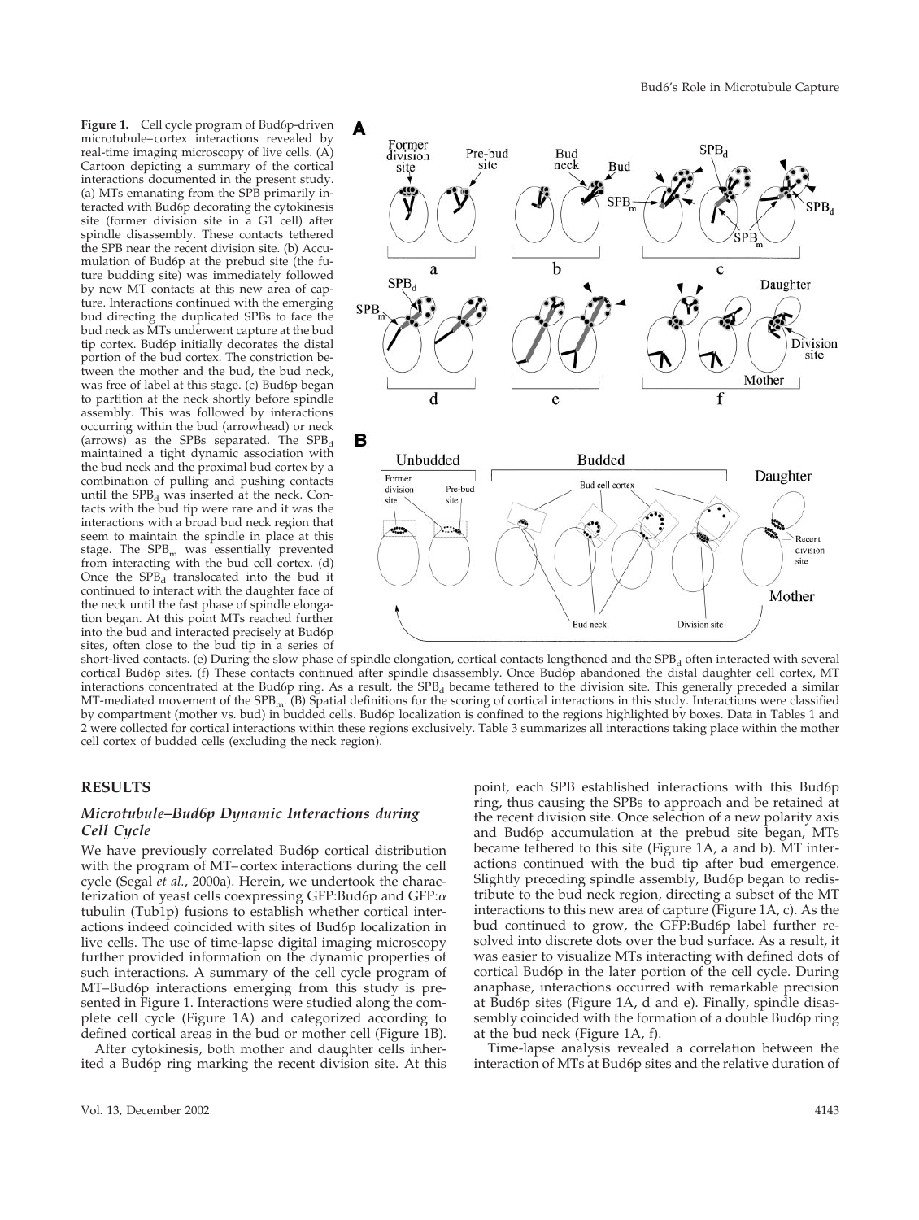**Figure 1.** Cell cycle program of Bud6p-driven microtubule–cortex interactions revealed by real-time imaging microscopy of live cells. (A) Cartoon depicting a summary of the cortical interactions documented in the present study. (a) MTs emanating from the SPB primarily interacted with Bud6p decorating the cytokinesis site (former division site in a G1 cell) after spindle disassembly. These contacts tethered the SPB near the recent division site. (b) Accumulation of Bud6p at the prebud site (the future budding site) was immediately followed by new MT contacts at this new area of capture. Interactions continued with the emerging bud directing the duplicated SPBs to face the bud neck as MTs underwent capture at the bud tip cortex. Bud6p initially decorates the distal portion of the bud cortex. The constriction between the mother and the bud, the bud neck, was free of label at this stage. (c) Bud6p began to partition at the neck shortly before spindle assembly. This was followed by interactions occurring within the bud (arrowhead) or neck (arrows) as the SPBs separated. The $SPB_d$ maintained a tight dynamic association with the bud neck and the proximal bud cortex by a combination of pulling and pushing contacts until the $SPB_d$ was inserted at the neck. Contacts with the bud tip were rare and it was the interactions with a broad bud neck region that seem to maintain the spindle in place at this stage. The $SPB_m$ was essentially prevented from interacting with the bud cell cortex. (d) Once the $SPB_d$ translocated into the bud it continued to interact with the daughter face of the neck until the fast phase of spindle elongation began. At this point MTs reached further into the bud and interacted precisely at Bud6p sites, often close to the bud tip in a series of short-lived contacts. (e) During the slow phase of spindle elongation, cortical contacts lengthened and the $SPB_d$ often interacted with several cortical Bud6p sites. (f) These contacts continued after spindle disassembly. Once Bud6p abandoned the distal daughter cell cortex, MT interactions concentrated at the Bud6p ring. As a result, the $SPB_d$ became tethered to the division site. This generally preceded a similar MT-mediated movement of the $SPB_m$. (B) Spatial definitions for the scoring of cortical interactions in this study. Interactions were classified by compartment (mother vs. bud) in budded cells. Bud6p localization is confined to the regions highlighted by boxes. Data in Tables 1 and 2 were collected for cortical interactions within these regions exclusively. Table 3 summarizes all interactions taking place within the mother cell cortex of budded cells (excluding the neck region).

## RESULTS

### Microtubule–Bud6p Dynamic Interactions during Cell Cycle

We have previously correlated Bud6p cortical distribution with the program of MT–cortex interactions during the cell cycle (Segal *et al.*, 2000a). Herein, we undertook the characterization of yeast cells coexpressing GFP:Bud6p and GFP:$\alpha$ tubulin (Tub1p) fusions to establish whether cortical interactions indeed coincided with sites of Bud6p localization in live cells. The use of time-lapse digital imaging microscopy further provided information on the dynamic properties of such interactions. A summary of the cell cycle program of MT–Bud6p interactions emerging from this study is presented in Figure 1. Interactions were studied along the complete cell cycle (Figure 1A) and categorized according to defined cortical areas in the bud or mother cell (Figure 1B).

After cytokinesis, both mother and daughter cells inherited a Bud6p ring marking the recent division site. At this point, each SPB established interactions with this Bud6p ring, thus causing the SPBs to approach and be retained at the recent division site. Once selection of a new polarity axis and Bud6p accumulation at the prebud site began, MTs became tethered to this site (Figure 1A, a and b). MT interactions continued with the bud tip after bud emergence. Slightly preceding spindle assembly, Bud6p began to redistribute to the bud neck region, directing a subset of the MT interactions to this new area of capture (Figure 1A, c). As the bud continued to grow, the GFP:Bud6p label further resolved into discrete dots over the bud surface. As a result, it was easier to visualize MTs interacting with defined dots of cortical Bud6p in the later portion of the cell cycle. During anaphase, interactions occurred with remarkable precision at Bud6p sites (Figure 1A, d and e). Finally, spindle disassembly coincided with the formation of a double Bud6p ring at the bud neck (Figure 1A, f).

Time-lapse analysis revealed a correlation between the interaction of MTs at Bud6p sites and the relative duration of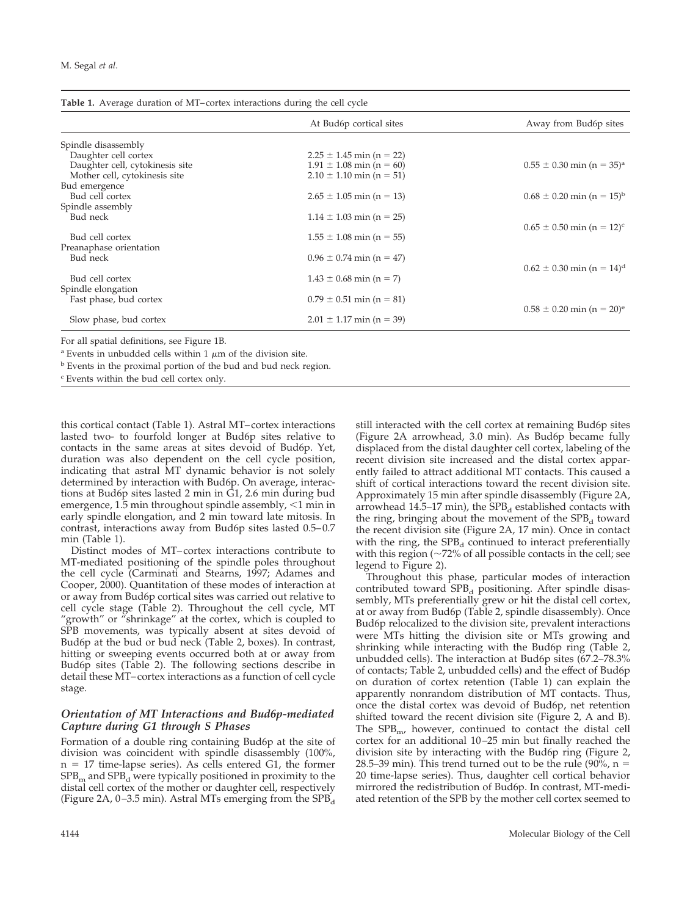**Table 1.** Average duration of MT–cortex interactions during the cell cycle

| | At Bud6p cortical sites | Away from Bud6p sites |
|---|---|---|
| Spindle disassembly | | |
| Daughter cell cortex | 2.25 ± 1.45 min (n = 22) | |
| Daughter cell, cytokinesis site | 1.91 ± 1.08 min (n = 60) | 0.55 ± 0.30 min (n = 35)[a] |
| Mother cell, cytokinesis site | 2.10 ± 1.10 min (n = 51) | |
| Bud emergence | | |
| Bud cell cortex | 2.65 ± 1.05 min (n = 13) | 0.68 ± 0.20 min (n = 15)[b] |
| Spindle assembly | | |
| Bud neck | 1.14 ± 1.03 min (n = 25) | 0.65 ± 0.50 min (n = 12)[c] |
| Bud cell cortex | 1.55 ± 1.08 min (n = 55) | |
| Preanaphase orientation | | |
| Bud neck | 0.96 ± 0.74 min (n = 47) | 0.62 ± 0.30 min (n = 14)[d] |
| Bud cell cortex | 1.43 ± 0.68 min (n = 7) | |
| Spindle elongation | | |
| Fast phase, bud cortex | 0.79 ± 0.51 min (n = 81) | 0.58 ± 0.20 min (n = 20)[e] |
| Slow phase, bud cortex | 2.01 ± 1.17 min (n = 39) | |

For all spatial definitions, see Figure 1B.

[a] Events in unbudded cells within 1 μm of the division site.

[b] Events in the proximal portion of the bud and bud neck region.

[c] Events within the bud cell cortex only.

this cortical contact (Table 1). Astral MT–cortex interactions lasted two- to fourfold longer at Bud6p sites relative to contacts in the same areas at sites devoid of Bud6p. Yet, duration was also dependent on the cell cycle position, indicating that astral MT dynamic behavior is not solely determined by interaction with Bud6p. On average, interactions at Bud6p sites lasted 2 min in G1, 2.6 min during bud emergence, 1.5 min throughout spindle assembly, <1 min in early spindle elongation, and 2 min toward late mitosis. In contrast, interactions away from Bud6p sites lasted 0.5–0.7 min (Table 1).

Distinct modes of MT–cortex interactions contribute to MT-mediated positioning of the spindle poles throughout the cell cycle (Carminati and Stearns, 1997; Adames and Cooper, 2000). Quantitation of these modes of interaction at or away from Bud6p cortical sites was carried out relative to cell cycle stage (Table 2). Throughout the cell cycle, MT "growth" or "shrinkage" at the cortex, which is coupled to SPB movements, was typically absent at sites devoid of Bud6p at the bud or bud neck (Table 2, boxes). In contrast, hitting or sweeping events occurred both at or away from Bud6p sites (Table 2). The following sections describe in detail these MT–cortex interactions as a function of cell cycle stage.

### *Orientation of MT Interactions and Bud6p-mediated Capture during G1 through S Phases*

Formation of a double ring containing Bud6p at the site of division was coincident with spindle disassembly (100%, n = 17 time-lapse series). As cells entered G1, the former $SPB_m$ and $SPB_d$ were typically positioned in proximity to the distal cell cortex of the mother or daughter cell, respectively (Figure 2A, 0–3.5 min). Astral MTs emerging from the $SPB_d$ still interacted with the cell cortex at remaining Bud6p sites (Figure 2A arrowhead, 3.0 min). As Bud6p became fully displaced from the distal daughter cell cortex, labeling of the recent division site increased and the distal cortex apparently failed to attract additional MT contacts. This caused a shift of cortical interactions toward the recent division site. Approximately 15 min after spindle disassembly (Figure 2A, arrowhead 14.5–17 min), the $SPB_d$ established contacts with the ring, bringing about the movement of the $SPB_d$ toward the recent division site (Figure 2A, 17 min). Once in contact with the ring, the $SPB_d$ continued to interact preferentially with this region (~72% of all possible contacts in the cell; see legend to Figure 2).

Throughout this phase, particular modes of interaction contributed toward $SPB_d$ positioning. After spindle disassembly, MTs preferentially grew or hit the distal cell cortex, at or away from Bud6p (Table 2, spindle disassembly). Once Bud6p relocalized to the division site, prevalent interactions were MTs hitting the division site or MTs growing and shrinking while interacting with the Bud6p ring (Table 2, unbudded cells). The interaction at Bud6p sites (67.2–78.3% of contacts; Table 2, unbudded cells) and the effect of Bud6p on duration of cortex retention (Table 1) can explain the apparently nonrandom distribution of MT contacts. Thus, once the distal cortex was devoid of Bud6p, net retention shifted toward the recent division site (Figure 2, A and B). The $SPB_m$, however, continued to contact the distal cell cortex for an additional 10–25 min but finally reached the division site by interacting with the Bud6p ring (Figure 2, 28.5–39 min). This trend turned out to be the rule (90%, n = 20 time-lapse series). Thus, daughter cell cortical behavior mirrored the redistribution of Bud6p. In contrast, MT-mediated retention of the SPB by the mother cell cortex seemed to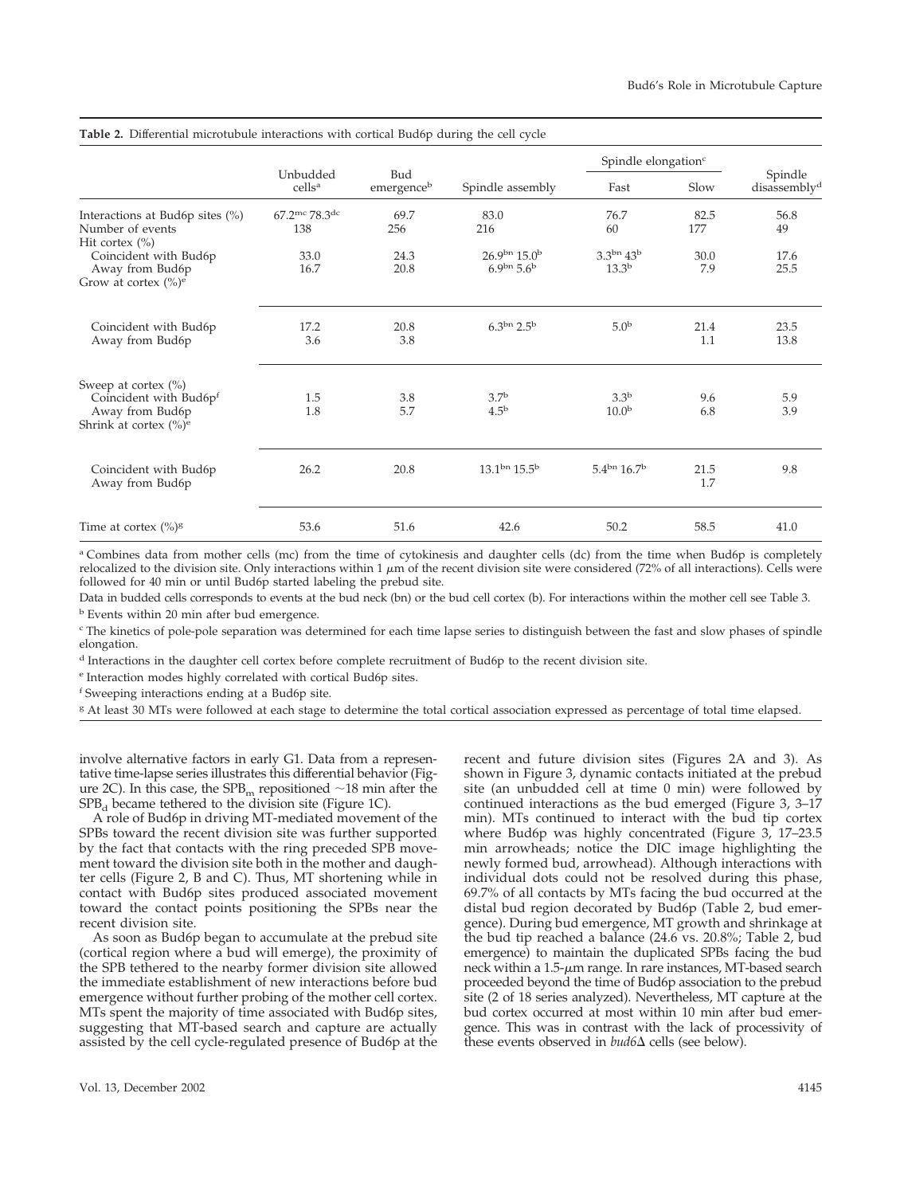**Table 2.** Differential microtubule interactions with cortical Bud6p during the cell cycle

| | Unbudded cells[a] | Bud emergence[b] | Spindle assembly | Spindle elongation[c] | | Spindle disassembly[d] |
|---|---|---|---|---|---|---|
| | | | | Fast | Slow | |
| Interactions at Bud6p sites (%) | 67.2[mc] 78.3[dc] | 69.7 | 83.0 | 76.7 | 82.5 | 56.8 |
| Number of events | 138 | 256 | 216 | 60 | 177 | 49 |
| Hit cortex (%) | | | | | | |
| Coincident with Bud6p | 33.0 | 24.3 | 26.9[bn] 15.0[b] | 3.3[bn] 43[b] | 30.0 | 17.6 |
| Away from Bud6p | 16.7 | 20.8 | 6.9[bn] 5.6[b] | 13.3[b] | 7.9 | 25.5 |
| Grow at cortex (%)[e] | | | | | | |
| Coincident with Bud6p | 17.2 | 20.8 | 6.3[bn] 2.5[b] | 5.0[b] | 21.4 | 23.5 |
| Away from Bud6p | 3.6 | 3.8 | | | 1.1 | 13.8 |
| Sweep at cortex (%) | | | | | | |
| Coincident with Bud6p[f] | 1.5 | 3.8 | 3.7[b] | 3.3[b] | 9.6 | 5.9 |
| Away from Bud6p | 1.8 | 5.7 | 4.5[b] | 10.0[b] | 6.8 | 3.9 |
| Shrink at cortex (%)[e] | | | | | | |
| Coincident with Bud6p | 26.2 | 20.8 | 13.1[bn] 15.5[b] | 5.4[bn] 16.7[b] | 21.5 | 9.8 |
| Away from Bud6p | | | | | 1.7 | |
| Time at cortex (%)[g] | 53.6 | 51.6 | 42.6 | 50.2 | 58.5 | 41.0 |

[a] Combines data from mother cells (mc) from the time of cytokinesis and daughter cells (dc) from the time when Bud6p is completely relocalized to the division site. Only interactions within 1 $\mu$m of the recent division site were considered (72% of all interactions). Cells were followed for 40 min or until Bud6p started labeling the prebud site.

Data in budded cells corresponds to events at the bud neck (bn) or the bud cell cortex (b). For interactions within the mother cell see Table 3.

[b] Events within 20 min after bud emergence.

[c] The kinetics of pole-pole separation was determined for each time lapse series to distinguish between the fast and slow phases of spindle elongation.

[d] Interactions in the daughter cell cortex before complete recruitment of Bud6p to the recent division site.

[e] Interaction modes highly correlated with cortical Bud6p sites.

[f] Sweeping interactions ending at a Bud6p site.

[g] At least 30 MTs were followed at each stage to determine the total cortical association expressed as percentage of total time elapsed.

involve alternative factors in early G1. Data from a representative time-lapse series illustrates this differential behavior (Figure 2C). In this case, the $SPB_m$ repositioned ~18 min after the $SPB_d$ became tethered to the division site (Figure 1C).

A role of Bud6p in driving MT-mediated movement of the SPBs toward the recent division site was further supported by the fact that contacts with the ring preceded SPB movement toward the division site both in the mother and daughter cells (Figure 2, B and C). Thus, MT shortening while in contact with Bud6p sites produced associated movement toward the contact points positioning the SPBs near the recent division site.

As soon as Bud6p began to accumulate at the prebud site (cortical region where a bud will emerge), the proximity of the SPB tethered to the nearby former division site allowed the immediate establishment of new interactions before bud emergence without further probing of the mother cell cortex. MTs spent the majority of time associated with Bud6p sites, suggesting that MT-based search and capture are actually assisted by the cell cycle-regulated presence of Bud6p at the recent and future division sites (Figures 2A and 3). As shown in Figure 3, dynamic contacts initiated at the prebud site (an unbudded cell at time 0 min) were followed by continued interactions as the bud emerged (Figure 3, 3–17 min). MTs continued to interact with the bud tip cortex where Bud6p was highly concentrated (Figure 3, 17–23.5 min arrowheads; notice the DIC image highlighting the newly formed bud, arrowhead). Although interactions with individual dots could not be resolved during this phase, 69.7% of all contacts by MTs facing the bud occurred at the distal bud region decorated by Bud6p (Table 2, bud emergence). During bud emergence, MT growth and shrinkage at the bud tip reached a balance (24.6 vs. 20.8%; Table 2, bud emergence) to maintain the duplicated SPBs facing the bud neck within a 1.5-$\mu$m range. In rare instances, MT-based search proceeded beyond the time of Bud6p association to the prebud site (2 of 18 series analyzed). Nevertheless, MT capture at the bud cortex occurred at most within 10 min after bud emergence. This was in contrast with the lack of processivity of these events observed in *bud6*Δ cells (see below).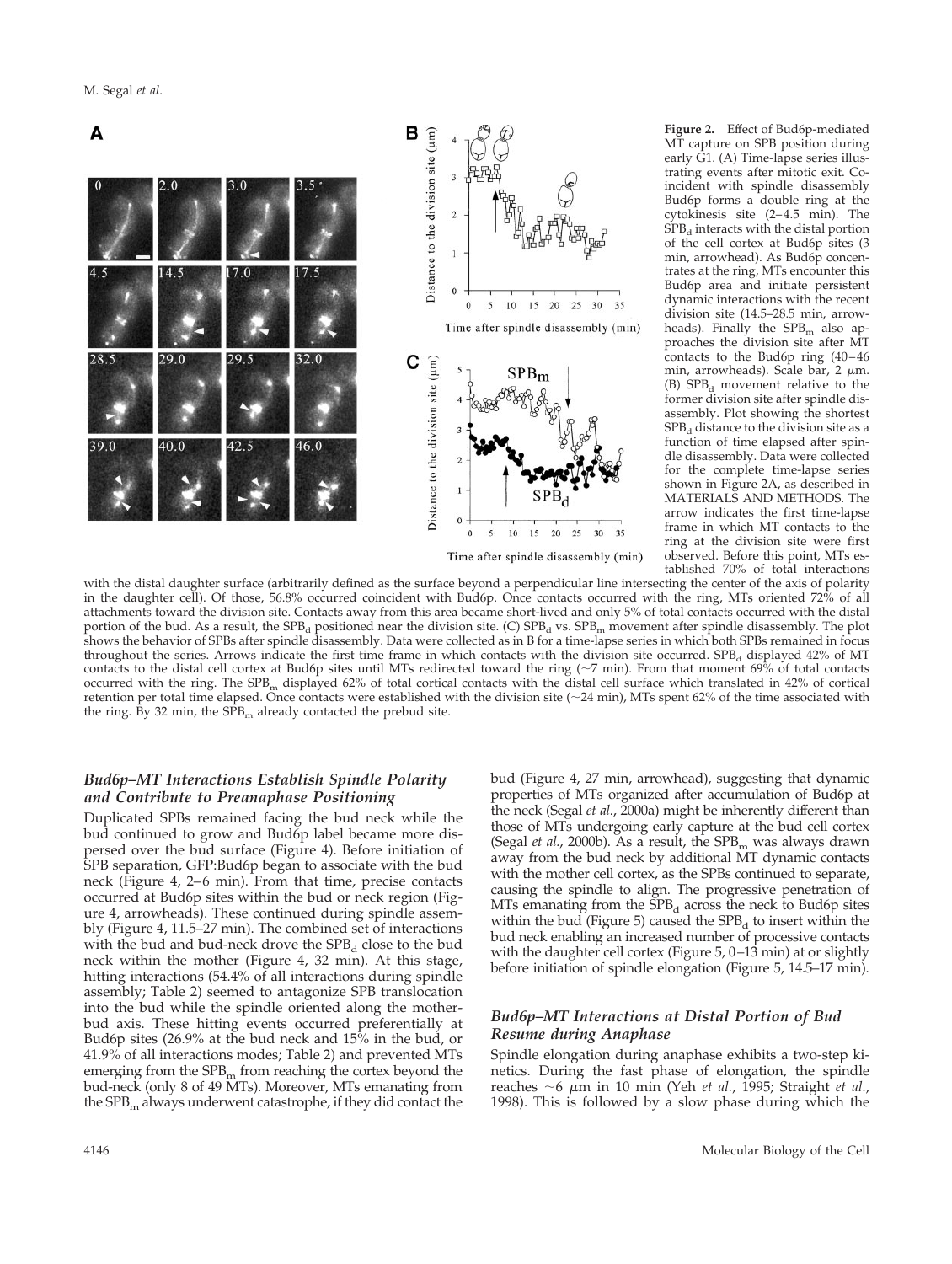**Figure 2.** Effect of Bud6p-mediated MT capture on SPB position during early G1. (A) Time-lapse series illustrating events after mitotic exit. Coincident with spindle disassembly Bud6p forms a double ring at the cytokinesis site (2–4.5 min). The $SPB_d$ interacts with the distal portion of the cell cortex at Bud6p sites (3 min, arrowhead). As Bud6p concentrates at the ring, MTs encounter this Bud6p area and initiate persistent dynamic interactions with the recent division site (14.5–28.5 min, arrowheads). Finally the $SPB_m$ also approaches the division site after MT contacts to the Bud6p ring (40–46 min, arrowheads). Scale bar, 2 μm. (B) $SPB_d$ movement relative to the former division site after spindle disassembly. Plot showing the shortest $SPB_d$ distance to the division site as a function of time elapsed after spindle disassembly. Data were collected for the complete time-lapse series shown in Figure 2A, as described in MATERIALS AND METHODS. The arrow indicates the first time-lapse frame in which MT contacts to the ring at the division site were first observed. Before this point, MTs established 70% of total interactions with the distal daughter surface (arbitrarily defined as the surface beyond a perpendicular line intersecting the center of the axis of polarity in the daughter cell). Of those, 56.8% occurred coincident with Bud6p. Once contacts occurred with the ring, MTs oriented 72% of all attachments toward the division site. Contacts away from this area became short-lived and only 5% of total contacts occurred with the distal portion of the bud. As a result, the $SPB_d$ positioned near the division site. (C) $SPB_d$ vs. $SPB_m$ movement after spindle disassembly. The plot shows the behavior of SPBs after spindle disassembly. Data were collected as in B for a time-lapse series in which both SPBs remained in focus throughout the series. Arrows indicate the first time frame in which contacts with the division site occurred. $SPB_d$ displayed 42% of MT contacts to the distal cell cortex at Bud6p sites until MTs redirected toward the ring (~7 min). From that moment 69% of total contacts occurred with the ring. The $SPB_m$ displayed 62% of total cortical contacts with the distal cell surface which translated in 42% of cortical retention per total time elapsed. Once contacts were established with the division site (~24 min), MTs spent 62% of the time associated with the ring. By 32 min, the $SPB_m$ already contacted the prebud site.

### *Bud6p–MT Interactions Establish Spindle Polarity and Contribute to Preanaphase Positioning*

Duplicated SPBs remained facing the bud neck while the bud continued to grow and Bud6p label became more dispersed over the bud surface (Figure 4). Before initiation of SPB separation, GFP:Bud6p began to associate with the bud neck (Figure 4, 2–6 min). From that time, precise contacts occurred at Bud6p sites within the bud or neck region (Figure 4, arrowheads). These continued during spindle assembly (Figure 4, 11.5–27 min). The combined set of interactions with the bud and bud-neck drove the $SPB_d$ close to the bud neck within the mother (Figure 4, 32 min). At this stage, hitting interactions (54.4% of all interactions during spindle assembly; Table 2) seemed to antagonize SPB translocation into the bud while the spindle oriented along the mother-bud axis. These hitting events occurred preferentially at Bud6p sites (26.9% at the bud neck and 15% in the bud, or 41.9% of all interactions modes; Table 2) and prevented MTs emerging from the $SPB_m$ from reaching the cortex beyond the bud-neck (only 8 of 49 MTs). Moreover, MTs emanating from the $SPB_m$ always underwent catastrophe, if they did contact the bud (Figure 4, 27 min, arrowhead), suggesting that dynamic properties of MTs organized after accumulation of Bud6p at the neck (Segal *et al.*, 2000a) might be inherently different than those of MTs undergoing early capture at the bud cell cortex (Segal *et al.*, 2000b). As a result, the $SPB_m$ was always drawn away from the bud neck by additional MT dynamic contacts with the mother cell cortex, as the SPBs continued to separate, causing the spindle to align. The progressive penetration of MTs emanating from the $SPB_d$ across the neck to Bud6p sites within the bud (Figure 5) caused the $SPB_d$ to insert within the bud neck enabling an increased number of processive contacts with the daughter cell cortex (Figure 5, 0–13 min) at or slightly before initiation of spindle elongation (Figure 5, 14.5–17 min).

### *Bud6p–MT Interactions at Distal Portion of Bud Resume during Anaphase*

Spindle elongation during anaphase exhibits a two-step kinetics. During the fast phase of elongation, the spindle reaches ~6 μm in 10 min (Yeh *et al.*, 1995; Straight *et al.*, 1998). This is followed by a slow phase during which the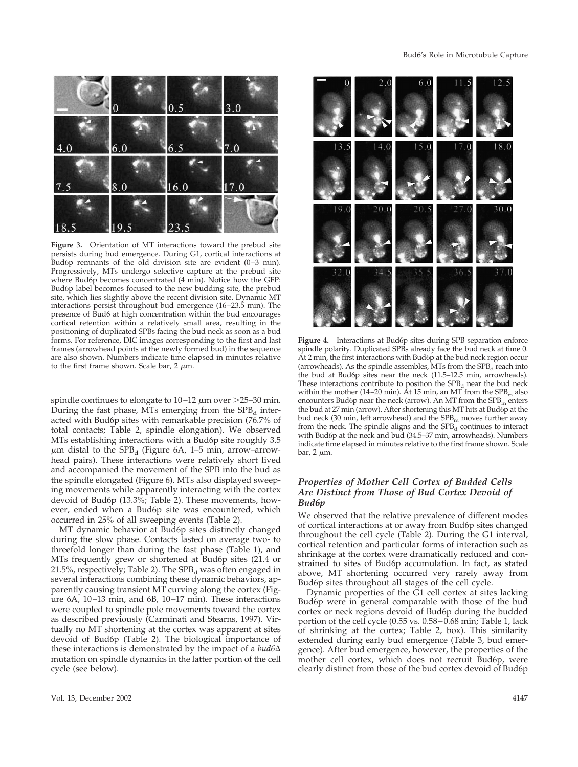**Figure 3.** Orientation of MT interactions toward the prebud site persists during bud emergence. During G1, cortical interactions at Bud6p remnants of the old division site are evident (0–3 min). Progressively, MTs undergo selective capture at the prebud site where Bud6p becomes concentrated (4 min). Notice how the GFP: Bud6p label becomes focused to the new budding site, the prebud site, which lies slightly above the recent division site. Dynamic MT interactions persist throughout bud emergence (16–23.5 min). The presence of Bud6 at high concentration within the bud encourages cortical retention within a relatively small area, resulting in the positioning of duplicated SPBs facing the bud neck as soon as a bud forms. For reference, DIC images corresponding to the first and last frames (arrowhead points at the newly formed bud) in the sequence are also shown. Numbers indicate time elapsed in minutes relative to the first frame shown. Scale bar, 2 $\mu$m.

**Figure 4.** Interactions at Bud6p sites during SPB separation enforce spindle polarity. Duplicated SPBs already face the bud neck at time 0. At 2 min, the first interactions with Bud6p at the bud neck region occur (arrowheads). As the spindle assembles, MTs from the $SPB_d$ reach into the bud at Bud6p sites near the neck (11.5–12.5 min, arrowheads). These interactions contribute to position the $SPB_d$ near the bud neck within the mother (14–20 min). At 15 min, an MT from the $SPB_m$ also encounters Bud6p near the neck (arrow). An MT from the $SPB_m$ enters the bud at 27 min (arrow). After shortening this MT hits at Bud6p at the bud neck (30 min, left arrowhead) and the $SPB_m$ moves further away from the neck. The spindle aligns and the $SPB_d$ continues to interact with Bud6p at the neck and bud (34.5–37 min, arrowheads). Numbers indicate time elapsed in minutes relative to the first frame shown. Scale bar, 2 $\mu$m.

spindle continues to elongate to 10–12 $\mu$m over >25–30 min. During the fast phase, MTs emerging from the $SPB_d$ interacted with Bud6p sites with remarkable precision (76.7% of total contacts; Table 2, spindle elongation). We observed MTs establishing interactions with a Bud6p site roughly 3.5 $\mu$m distal to the $SPB_d$ (Figure 6A, 1–5 min, arrow–arrowhead pairs). These interactions were relatively short lived and accompanied the movement of the SPB into the bud as the spindle elongated (Figure 6). MTs also displayed sweeping movements while apparently interacting with the cortex devoid of Bud6p (13.3%; Table 2). These movements, however, ended when a Bud6p site was encountered, which occurred in 25% of all sweeping events (Table 2).

MT dynamic behavior at Bud6p sites distinctly changed during the slow phase. Contacts lasted on average two- to threefold longer than during the fast phase (Table 1), and MTs frequently grew or shortened at Bud6p sites (21.4 or 21.5%, respectively; Table 2). The $SPB_d$ was often engaged in several interactions combining these dynamic behaviors, apparently causing transient MT curving along the cortex (Figure 6A, 10–13 min, and 6B, 10–17 min). These interactions were coupled to spindle pole movements toward the cortex as described previously (Carminati and Stearns, 1997). Virtually no MT shortening at the cortex was apparent at sites devoid of Bud6p (Table 2). The biological importance of these interactions is demonstrated by the impact of a *bud6Δ* mutation on spindle dynamics in the latter portion of the cell cycle (see below).

### *Properties of Mother Cell Cortex of Budded Cells Are Distinct from Those of Bud Cortex Devoid of Bud6p*

We observed that the relative prevalence of different modes of cortical interactions at or away from Bud6p sites changed throughout the cell cycle (Table 2). During the G1 interval, cortical retention and particular forms of interaction such as shrinkage at the cortex were dramatically reduced and constrained to sites of Bud6p accumulation. In fact, as stated above, MT shortening occurred very rarely away from Bud6p sites throughout all stages of the cell cycle.

Dynamic properties of the G1 cell cortex at sites lacking Bud6p were in general comparable with those of the bud cortex or neck regions devoid of Bud6p during the budded portion of the cell cycle (0.55 vs. 0.58–0.68 min; Table 1, lack of shrinking at the cortex; Table 2, box). This similarity extended during early bud emergence (Table 3, bud emergence). After bud emergence, however, the properties of the mother cell cortex, which does not recruit Bud6p, were clearly distinct from those of the bud cortex devoid of Bud6p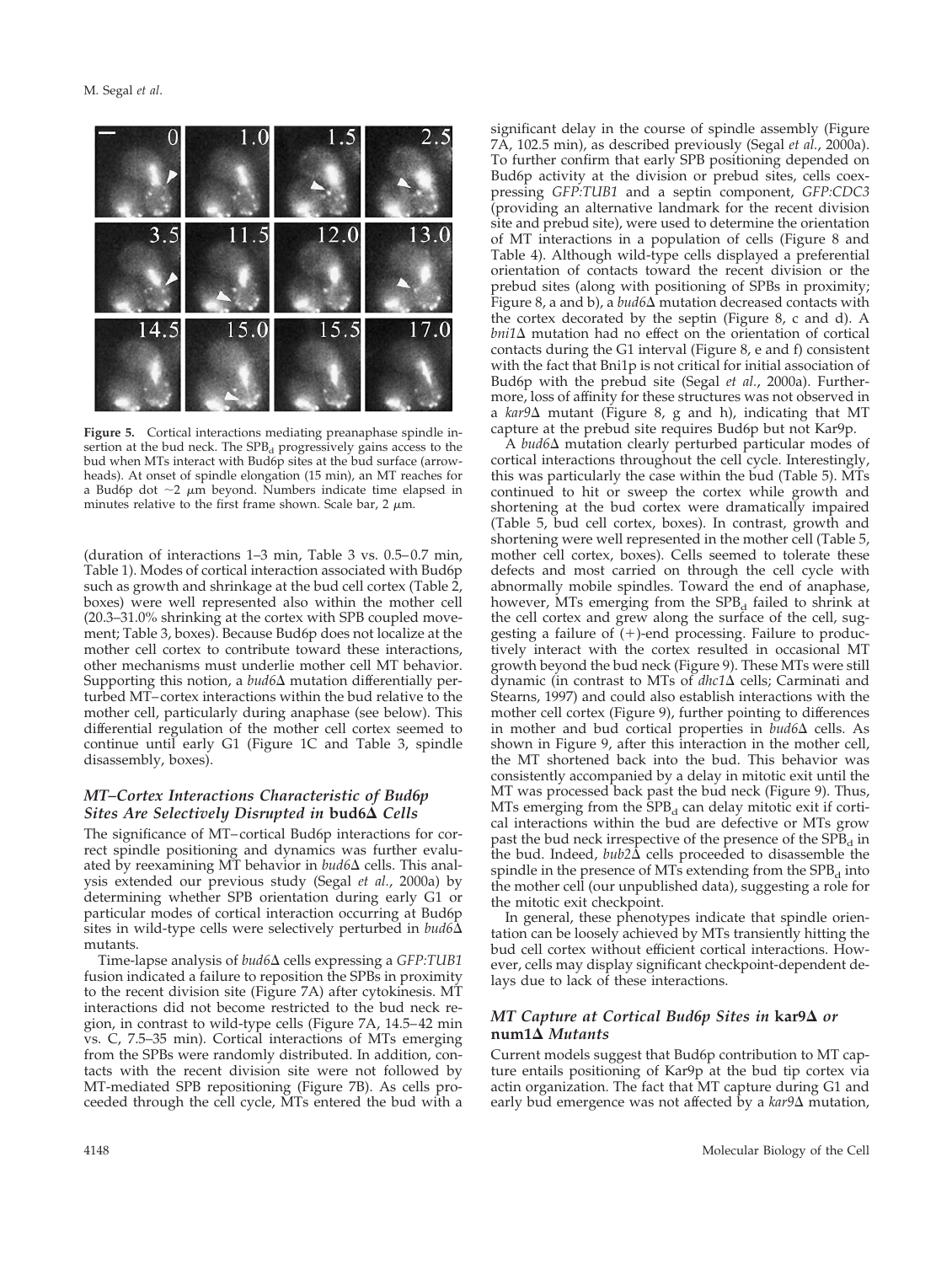**Figure 5.** Cortical interactions mediating preanaphase spindle insertion at the bud neck. The $SPB_d$ progressively gains access to the bud when MTs interact with Bud6p sites at the bud surface (arrowheads). At onset of spindle elongation (15 min), an MT reaches for a Bud6p dot ~2 μm beyond. Numbers indicate time elapsed in minutes relative to the first frame shown. Scale bar, 2 μm.

(duration of interactions 1–3 min, Table 3 vs. 0.5–0.7 min, Table 1). Modes of cortical interaction associated with Bud6p such as growth and shrinkage at the bud cell cortex (Table 2, boxes) were well represented also within the mother cell (20.3–31.0% shrinking at the cortex with SPB coupled movement; Table 3, boxes). Because Bud6p does not localize at the mother cell cortex to contribute toward these interactions, other mechanisms must underlie mother cell MT behavior. Supporting this notion, a *bud6*Δ mutation differentially perturbed MT–cortex interactions within the bud relative to the mother cell, particularly during anaphase (see below). This differential regulation of the mother cell cortex seemed to continue until early G1 (Figure 1C and Table 3, spindle disassembly, boxes).

### *MT–Cortex Interactions Characteristic of Bud6p Sites Are Selectively Disrupted in* bud6Δ *Cells*

The significance of MT–cortical Bud6p interactions for correct spindle positioning and dynamics was further evaluated by reexamining MT behavior in *bud6*Δ cells. This analysis extended our previous study (Segal *et al.*, 2000a) by determining whether SPB orientation during early G1 or particular modes of cortical interaction occurring at Bud6p sites in wild-type cells were selectively perturbed in *bud6*Δ mutants.

Time-lapse analysis of *bud6*Δ cells expressing a *GFP:TUB1* fusion indicated a failure to reposition the SPBs in proximity to the recent division site (Figure 7A) after cytokinesis. MT interactions did not become restricted to the bud neck region, in contrast to wild-type cells (Figure 7A, 14.5–42 min vs. C, 7.5–35 min). Cortical interactions of MTs emerging from the SPBs were randomly distributed. In addition, contacts with the recent division site were not followed by MT-mediated SPB repositioning (Figure 7B). As cells proceeded through the cell cycle, MTs entered the bud with a significant delay in the course of spindle assembly (Figure 7A, 102.5 min), as described previously (Segal *et al.*, 2000a). To further confirm that early SPB positioning depended on Bud6p activity at the division or prebud sites, cells coexpressing *GFP:TUB1* and a septin component, *GFP:CDC3* (providing an alternative landmark for the recent division site and prebud site), were used to determine the orientation of MT interactions in a population of cells (Figure 8 and Table 4). Although wild-type cells displayed a preferential orientation of contacts toward the recent division or the prebud sites (along with positioning of SPBs in proximity; Figure 8, a and b), a *bud6*Δ mutation decreased contacts with the cortex decorated by the septin (Figure 8, c and d). A *bni1*Δ mutation had no effect on the orientation of cortical contacts during the G1 interval (Figure 8, e and f) consistent with the fact that Bni1p is not critical for initial association of Bud6p with the prebud site (Segal *et al.*, 2000a). Furthermore, loss of affinity for these structures was not observed in a *kar9*Δ mutant (Figure 8, g and h), indicating that MT capture at the prebud site requires Bud6p but not Kar9p.

A *bud6*Δ mutation clearly perturbed particular modes of cortical interactions throughout the cell cycle. Interestingly, this was particularly the case within the bud (Table 5). MTs continued to hit or sweep the cortex while growth and shortening at the bud cortex were dramatically impaired (Table 5, bud cell cortex, boxes). In contrast, growth and shortening were well represented in the mother cell (Table 5, mother cell cortex, boxes). Cells seemed to tolerate these defects and most carried on through the cell cycle with abnormally mobile spindles. Toward the end of anaphase, however, MTs emerging from the $SPB_d$ failed to shrink at the cell cortex and grew along the surface of the cell, suggesting a failure of (+)-end processing. Failure to productively interact with the cortex resulted in occasional MT growth beyond the bud neck (Figure 9). These MTs were still dynamic (in contrast to MTs of *dhc1*Δ cells; Carminati and Stearns, 1997) and could also establish interactions with the mother cell cortex (Figure 9), further pointing to differences in mother and bud cortical properties in *bud6*Δ cells. As shown in Figure 9, after this interaction in the mother cell, the MT shortened back into the bud. This behavior was consistently accompanied by a delay in mitotic exit until the MT was processed back past the bud neck (Figure 9). Thus, MTs emerging from the $SPB_d$ can delay mitotic exit if cortical interactions within the bud are defective or MTs grow past the bud neck irrespective of the presence of the $SPB_d$ in the bud. Indeed, *bub2*Δ cells proceeded to disassemble the spindle in the presence of MTs extending from the $SPB_d$ into the mother cell (our unpublished data), suggesting a role for the mitotic exit checkpoint.

In general, these phenotypes indicate that spindle orientation can be loosely achieved by MTs transiently hitting the bud cell cortex without efficient cortical interactions. However, cells may display significant checkpoint-dependent delays due to lack of these interactions.

### *MT Capture at Cortical Bud6p Sites in* kar9Δ *or* num1Δ *Mutants*

Current models suggest that Bud6p contribution to MT capture entails positioning of Kar9p at the bud tip cortex via actin organization. The fact that MT capture during G1 and early bud emergence was not affected by a *kar9*Δ mutation,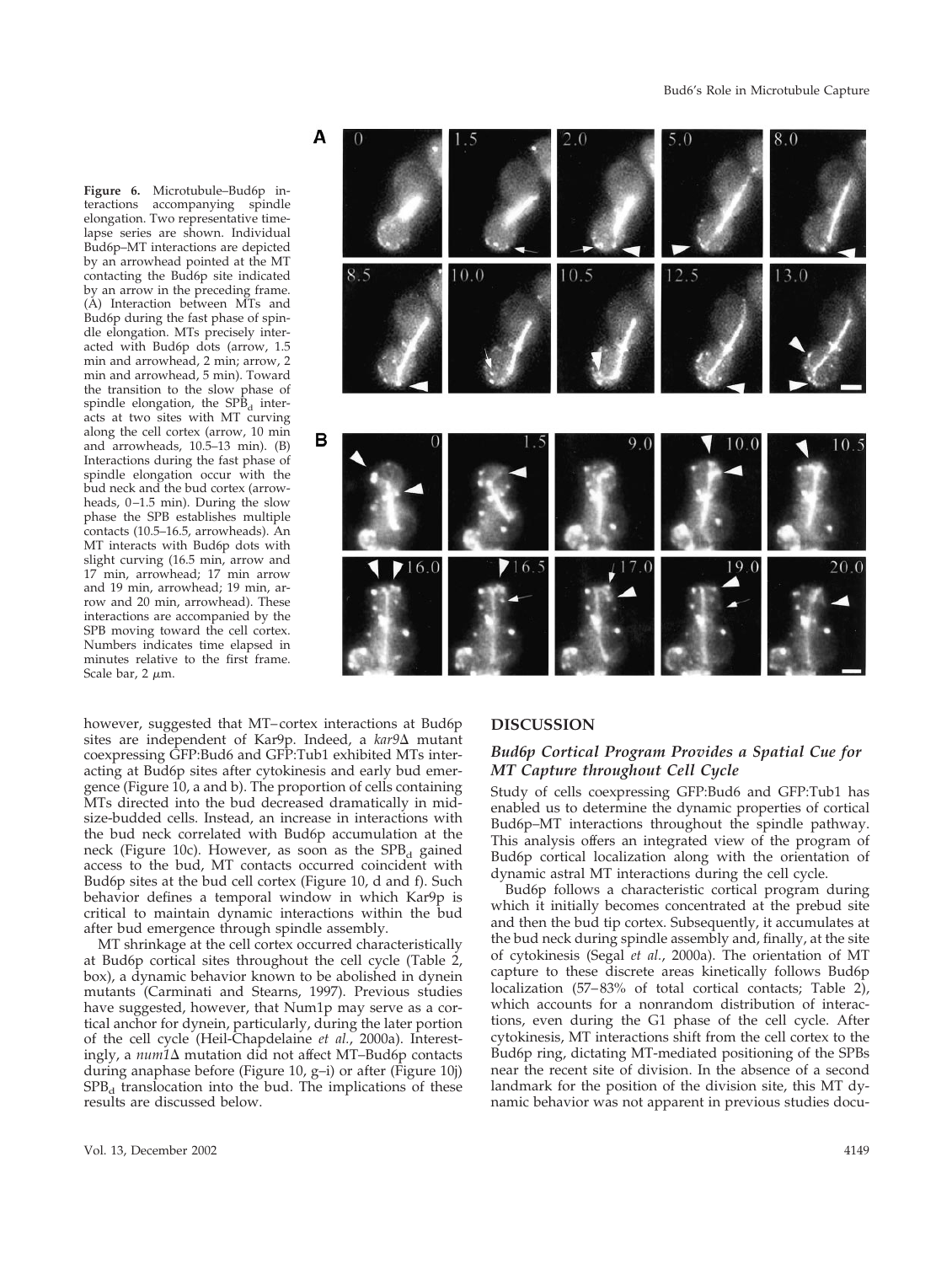**Figure 6.** Microtubule–Bud6p interactions accompanying spindle elongation. Two representative time-lapse series are shown. Individual Bud6p–MT interactions are depicted by an arrowhead pointed at the MT contacting the Bud6p site indicated by an arrow in the preceding frame. (A) Interaction between MTs and Bud6p during the fast phase of spindle elongation. MTs precisely interacted with Bud6p dots (arrow, 1.5 min and arrowhead, 2 min; arrow, 2 min and arrowhead, 5 min). Toward the transition to the slow phase of spindle elongation, the $SPB_d$ interacts at two sites with MT curving along the cell cortex (arrow, 10 min and arrowheads, 10.5–13 min). (B) Interactions during the fast phase of spindle elongation occur with the bud neck and the bud cortex (arrowheads, 0–1.5 min). During the slow phase the SPB establishes multiple contacts (10.5–16.5, arrowheads). An MT interacts with Bud6p dots with slight curving (16.5 min, arrow and 17 min, arrowhead; 17 min arrow and 19 min, arrowhead; 19 min, arrow and 20 min, arrowhead). These interactions are accompanied by the SPB moving toward the cell cortex. Numbers indicates time elapsed in minutes relative to the first frame. Scale bar, 2 μm.

however, suggested that MT–cortex interactions at Bud6p sites are independent of Kar9p. Indeed, a *kar9*Δ mutant coexpressing GFP:Bud6 and GFP:Tub1 exhibited MTs interacting at Bud6p sites after cytokinesis and early bud emergence (Figure 10, a and b). The proportion of cells containing MTs directed into the bud decreased dramatically in mid-size-budded cells. Instead, an increase in interactions with the bud neck correlated with Bud6p accumulation at the neck (Figure 10c). However, as soon as the $SPB_d$ gained access to the bud, MT contacts occurred coincident with Bud6p sites at the bud cell cortex (Figure 10, d and f). Such behavior defines a temporal window in which Kar9p is critical to maintain dynamic interactions within the bud after bud emergence through spindle assembly.

MT shrinkage at the cell cortex occurred characteristically at Bud6p cortical sites throughout the cell cycle (Table 2, box), a dynamic behavior known to be abolished in dynein mutants (Carminati and Stearns, 1997). Previous studies have suggested, however, that Num1p may serve as a cortical anchor for dynein, particularly, during the later portion of the cell cycle (Heil-Chapdelaine *et al.*, 2000a). Interestingly, a *num1*Δ mutation did not affect MT–Bud6p contacts during anaphase before (Figure 10, g–i) or after (Figure 10j) $SPB_d$ translocation into the bud. The implications of these results are discussed below.

## DISCUSSION

### *Bud6p Cortical Program Provides a Spatial Cue for MT Capture throughout Cell Cycle*

Study of cells coexpressing GFP:Bud6 and GFP:Tub1 has enabled us to determine the dynamic properties of cortical Bud6p–MT interactions throughout the spindle pathway. This analysis offers an integrated view of the program of Bud6p cortical localization along with the orientation of dynamic astral MT interactions during the cell cycle.

Bud6p follows a characteristic cortical program during which it initially becomes concentrated at the prebud site and then the bud tip cortex. Subsequently, it accumulates at the bud neck during spindle assembly and, finally, at the site of cytokinesis (Segal *et al.*, 2000a). The orientation of MT capture to these discrete areas kinetically follows Bud6p localization (57–83% of total cortical contacts; Table 2), which accounts for a nonrandom distribution of interactions, even during the G1 phase of the cell cycle. After cytokinesis, MT interactions shift from the cell cortex to the Bud6p ring, dictating MT-mediated positioning of the SPBs near the recent site of division. In the absence of a second landmark for the position of the division site, this MT dynamic behavior was not apparent in previous studies docu-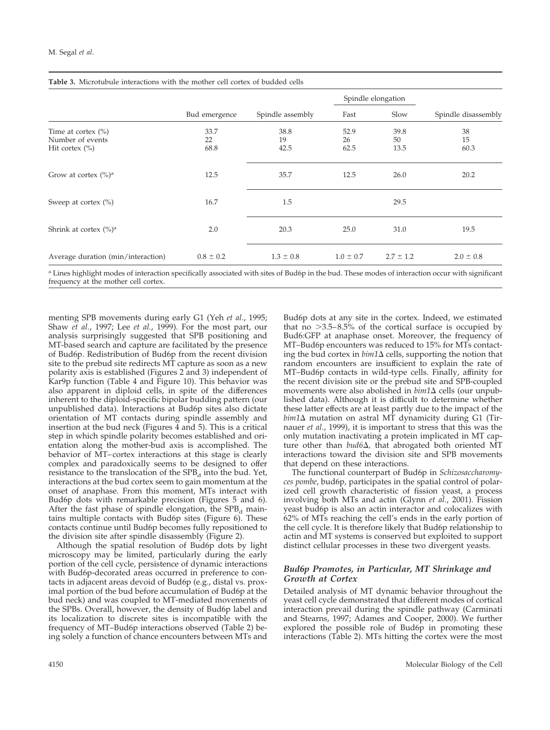**Table 3.** Microtubule interactions with the mother cell cortex of budded cells

| | Bud emergence | Spindle assembly | Spindle elongation | | Spindle disassembly |
|---|---|---|---|---|---|
| | | | Fast | Slow | |
| Time at cortex (%) | 33.7 | 38.8 | 52.9 | 39.8 | 38 |
| Number of events | 22 | 19 | 26 | 50 | 15 |
| Hit cortex (%) | 68.8 | 42.5 | 62.5 | 13.5 | 60.3 |
| Grow at cortex (%)[a] | 12.5 | 35.7 | 12.5 | 26.0 | 20.2 |
| Sweep at cortex (%) | 16.7 | 1.5 | | 29.5 | |
| Shrink at cortex (%)[a] | 2.0 | 20.3 | 25.0 | 31.0 | 19.5 |
| Average duration (min/interaction) | 0.8 ± 0.2 | 1.3 ± 0.8 | 1.0 ± 0.7 | 2.7 ± 1.2 | 2.0 ± 0.8 |

[a] Lines highlight modes of interaction specifically associated with sites of Bud6p in the bud. These modes of interaction occur with significant frequency at the mother cell cortex.

menting SPB movements during early G1 (Yeh *et al.*, 1995; Shaw *et al.*, 1997; Lee *et al.*, 1999). For the most part, our analysis surprisingly suggested that SPB positioning and MT-based search and capture are facilitated by the presence of Bud6p. Redistribution of Bud6p from the recent division site to the prebud site redirects MT capture as soon as a new polarity axis is established (Figures 2 and 3) independent of Kar9p function (Table 4 and Figure 10). This behavior was also apparent in diploid cells, in spite of the differences inherent to the diploid-specific bipolar budding pattern (our unpublished data). Interactions at Bud6p sites also dictate orientation of MT contacts during spindle assembly and insertion at the bud neck (Figures 4 and 5). This is a critical step in which spindle polarity becomes established and orientation along the mother-bud axis is accomplished. The behavior of MT–cortex interactions at this stage is clearly complex and paradoxically seems to be designed to offer resistance to the translocation of the $SPB_d$ into the bud. Yet, interactions at the bud cortex seem to gain momentum at the onset of anaphase. From this moment, MTs interact with Bud6p dots with remarkable precision (Figures 5 and 6). After the fast phase of spindle elongation, the $SPB_d$ maintains multiple contacts with Bud6p sites (Figure 6). These contacts continue until Bud6p becomes fully repositioned to the division site after spindle disassembly (Figure 2).

Although the spatial resolution of Bud6p dots by light microscopy may be limited, particularly during the early portion of the cell cycle, persistence of dynamic interactions with Bud6p-decorated areas occurred in preference to contacts in adjacent areas devoid of Bud6p (e.g., distal vs. proximal portion of the bud before accumulation of Bud6p at the bud neck) and was coupled to MT-mediated movements of the SPBs. Overall, however, the density of Bud6p label and its localization to discrete sites is incompatible with the frequency of MT–Bud6p interactions observed (Table 2) being solely a function of chance encounters between MTs and Bud6p dots at any site in the cortex. Indeed, we estimated that no >3.5–8.5% of the cortical surface is occupied by Bud6:GFP at anaphase onset. Moreover, the frequency of MT–Bud6p encounters was reduced to 15% for MTs contacting the bud cortex in *bim1*Δ cells, supporting the notion that random encounters are insufficient to explain the rate of MT–Bud6p contacts in wild-type cells. Finally, affinity for the recent division site or the prebud site and SPB-coupled movements were also abolished in *bim1*Δ cells (our unpublished data). Although it is difficult to determine whether these latter effects are at least partly due to the impact of the *bim1*Δ mutation on astral MT dynamicity during G1 (Tirnauer *et al.*, 1999), it is important to stress that this was the only mutation inactivating a protein implicated in MT capture other than *bud6*Δ, that abrogated both oriented MT interactions toward the division site and SPB movements that depend on these interactions.

The functional counterpart of Bud6p in *Schizosaccharomyces pombe*, bud6p, participates in the spatial control of polarized cell growth characteristic of fission yeast, a process involving both MTs and actin (Glynn *et al.*, 2001). Fission yeast bud6p is also an actin interactor and colocalizes with 62% of MTs reaching the cell's ends in the early portion of the cell cycle. It is therefore likely that Bud6p relationship to actin and MT systems is conserved but exploited to support distinct cellular processes in these two divergent yeasts.

### Bud6p Promotes, in Particular, MT Shrinkage and Growth at Cortex

Detailed analysis of MT dynamic behavior throughout the yeast cell cycle demonstrated that different modes of cortical interaction prevail during the spindle pathway (Carminati and Stearns, 1997; Adames and Cooper, 2000). We further explored the possible role of Bud6p in promoting these interactions (Table 2). MTs hitting the cortex were the most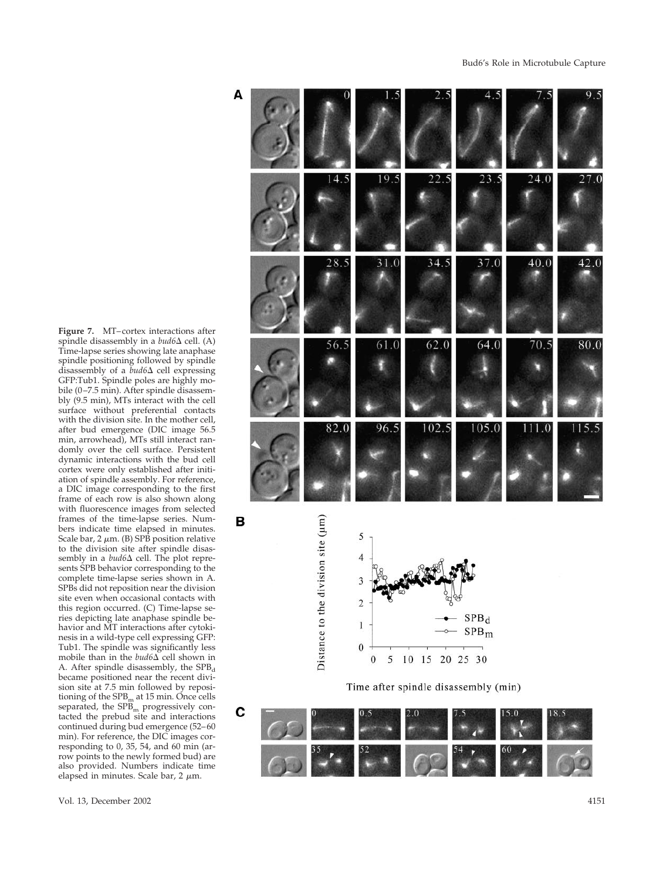**Figure 7.** MT–cortex interactions after spindle disassembly in a *bud6*Δ cell. (A) Time-lapse series showing late anaphase spindle positioning followed by spindle disassembly of a *bud6*Δ cell expressing GFP:Tub1. Spindle poles are highly mobile (0–7.5 min). After spindle disassembly (9.5 min), MTs interact with the cell surface without preferential contacts with the division site. In the mother cell, after bud emergence (DIC image 56.5 min, arrowhead), MTs still interact randomly over the cell surface. Persistent dynamic interactions with the bud cell cortex were only established after initiation of spindle assembly. For reference, a DIC image corresponding to the first frame of each row is also shown along with fluorescence images from selected frames of the time-lapse series. Numbers indicate time elapsed in minutes. Scale bar, 2 μm. (B) SPB position relative to the division site after spindle disassembly in a *bud6*Δ cell. The plot represents SPB behavior corresponding to the complete time-lapse series shown in A. SPBs did not reposition near the division site even when occasional contacts with this region occurred. (C) Time-lapse series depicting late anaphase spindle behavior and MT interactions after cytokinesis in a wild-type cell expressing GFP: Tub1. The spindle was significantly less mobile than in the *bud6*Δ cell shown in A. After spindle disassembly, the $SPB_d$ became positioned near the recent division site at 7.5 min followed by repositioning of the $SPB_m$ at 15 min. Once cells separated, the $SPB_m$ progressively contacted the prebud site and interactions continued during bud emergence (52–60 min). For reference, the DIC images corresponding to 0, 35, 54, and 60 min (arrow points to the newly formed bud) are also provided. Numbers indicate time elapsed in minutes. Scale bar, 2 μm.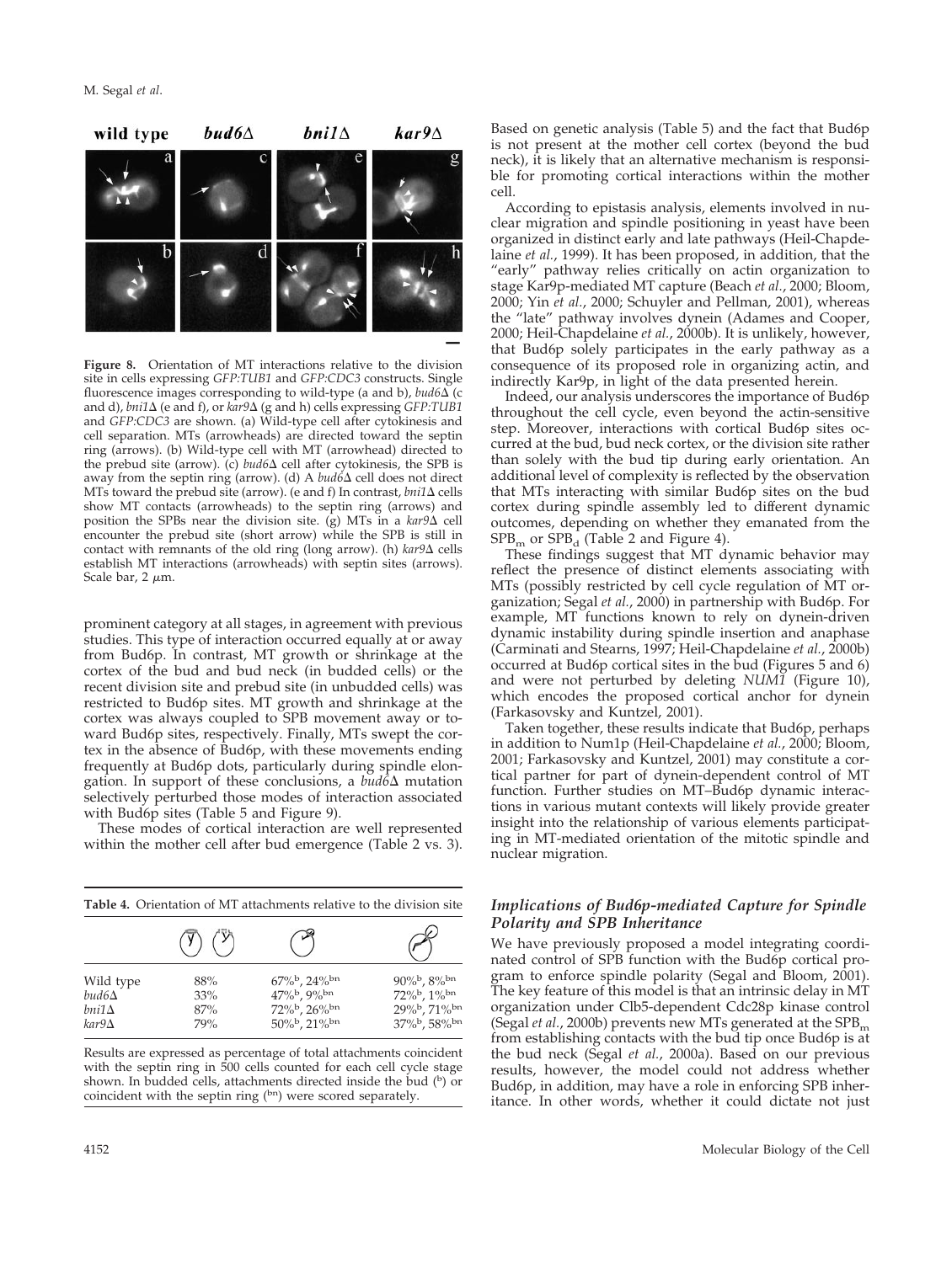**Figure 8.** Orientation of MT interactions relative to the division site in cells expressing *GFP:TUB1* and *GFP:CDC3* constructs. Single fluorescence images corresponding to wild-type (a and b), *bud6*Δ (c and d), *bni1*Δ (e and f), or *kar9*Δ (g and h) cells expressing *GFP:TUB1* and *GFP:CDC3* are shown. (a) Wild-type cell after cytokinesis and cell separation. MTs (arrowheads) are directed toward the septin ring (arrows). (b) Wild-type cell with MT (arrowhead) directed to the prebud site (arrow). (c) *bud6*Δ cell after cytokinesis, the SPB is away from the septin ring (arrow). (d) A *bud6*Δ cell does not direct MTs toward the prebud site (arrow). (e and f) In contrast, *bni1*Δ cells show MT contacts (arrowheads) to the septin ring (arrows) and position the SPBs near the division site. (g) MTs in a *kar9*Δ cell encounter the prebud site (short arrow) while the SPB is still in contact with remnants of the old ring (long arrow). (h) *kar9*Δ cells establish MT interactions (arrowheads) with septin sites (arrows). Scale bar, 2 μm.

prominent category at all stages, in agreement with previous studies. This type of interaction occurred equally at or away from Bud6p. In contrast, MT growth or shrinkage at the cortex of the bud and bud neck (in budded cells) or the recent division site and prebud site (in unbudded cells) was restricted to Bud6p sites. MT growth and shrinkage at the cortex was always coupled to SPB movement away or toward Bud6p sites, respectively. Finally, MTs swept the cortex in the absence of Bud6p, with these movements ending frequently at Bud6p dots, particularly during spindle elongation. In support of these conclusions, a *bud6*Δ mutation selectively perturbed those modes of interaction associated with Bud6p sites (Table 5 and Figure 9).

These modes of cortical interaction are well represented within the mother cell after bud emergence (Table 2 vs. 3).

**Table 4.** Orientation of MT attachments relative to the division site

| | (unbudded) | (small bud) | (large bud) |
|---|---|---|---|
| Wild type | 88% | 67%[b], 24%[bn] | 90%[b], 8%[bn] |
| *bud6*Δ | 33% | 47%[b], 9%[bn] | 72%[b], 1%[bn] |
| *bni1*Δ | 87% | 72%[b], 26%[bn] | 29%[b], 71%[bn] |
| *kar9*Δ | 79% | 50%[b], 21%[bn] | 37%[b], 58%[bn] |

Results are expressed as percentage of total attachments coincident with the septin ring in 500 cells counted for each cell cycle stage shown. In budded cells, attachments directed inside the bud ([b]) or coincident with the septin ring ([bn]) were scored separately.

Based on genetic analysis (Table 5) and the fact that Bud6p is not present at the mother cell cortex (beyond the bud neck), it is likely that an alternative mechanism is responsible for promoting cortical interactions within the mother cell.

According to epistasis analysis, elements involved in nuclear migration and spindle positioning in yeast have been organized in distinct early and late pathways (Heil-Chapdelaine *et al.*, 1999). It has been proposed, in addition, that the "early" pathway relies critically on actin organization to stage Kar9p-mediated MT capture (Beach *et al.*, 2000; Bloom, 2000; Yin *et al.*, 2000; Schuyler and Pellman, 2001), whereas the "late" pathway involves dynein (Adames and Cooper, 2000; Heil-Chapdelaine *et al.*, 2000b). It is unlikely, however, that Bud6p solely participates in the early pathway as a consequence of its proposed role in organizing actin, and indirectly Kar9p, in light of the data presented herein.

Indeed, our analysis underscores the importance of Bud6p throughout the cell cycle, even beyond the actin-sensitive step. Moreover, interactions with cortical Bud6p sites occurred at the bud, bud neck cortex, or the division site rather than solely with the bud tip during early orientation. An additional level of complexity is reflected by the observation that MTs interacting with similar Bud6p sites on the bud cortex during spindle assembly led to different dynamic outcomes, depending on whether they emanated from the $SPB_m$ or $SPB_d$ (Table 2 and Figure 4).

These findings suggest that MT dynamic behavior may reflect the presence of distinct elements associating with MTs (possibly restricted by cell cycle regulation of MT organization; Segal *et al.*, 2000) in partnership with Bud6p. For example, MT functions known to rely on dynein-driven dynamic instability during spindle insertion and anaphase (Carminati and Stearns, 1997; Heil-Chapdelaine *et al.*, 2000b) occurred at Bud6p cortical sites in the bud (Figures 5 and 6) and were not perturbed by deleting *NUM1* (Figure 10), which encodes the proposed cortical anchor for dynein (Farkasovsky and Kuntzel, 2001).

Taken together, these results indicate that Bud6p, perhaps in addition to Num1p (Heil-Chapdelaine *et al.*, 2000; Bloom, 2001; Farkasovsky and Kuntzel, 2001) may constitute a cortical partner for part of dynein-dependent control of MT function. Further studies on MT–Bud6p dynamic interactions in various mutant contexts will likely provide greater insight into the relationship of various elements participating in MT-mediated orientation of the mitotic spindle and nuclear migration.

### *Implications of Bud6p-mediated Capture for Spindle Polarity and SPB Inheritance*

We have previously proposed a model integrating coordinated control of SPB function with the Bud6p cortical program to enforce spindle polarity (Segal and Bloom, 2001). The key feature of this model is that an intrinsic delay in MT organization under Clb5-dependent Cdc28p kinase control (Segal *et al.*, 2000b) prevents new MTs generated at the $SPB_m$ from establishing contacts with the bud tip once Bud6p is at the bud neck (Segal *et al.*, 2000a). Based on our previous results, however, the model could not address whether Bud6p, in addition, may have a role in enforcing SPB inheritance. In other words, whether it could dictate not just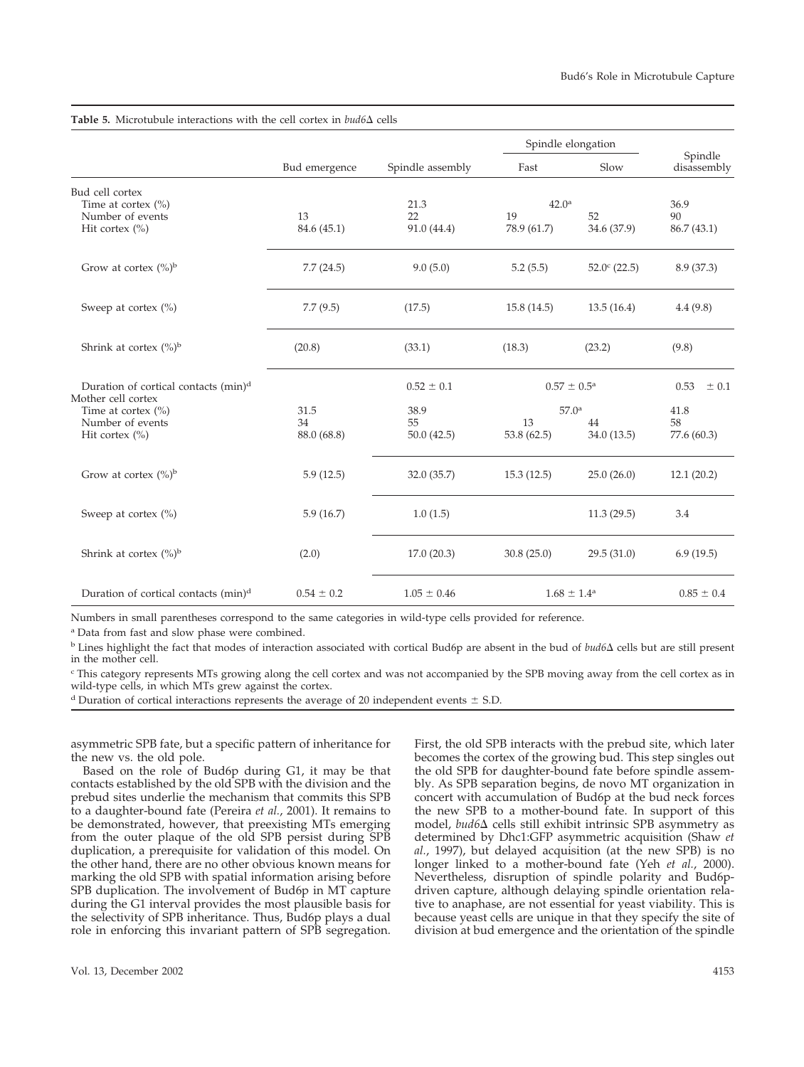**Table 5.** Microtubule interactions with the cell cortex in *bud6*Δ cells

| | Bud emergence | Spindle assembly | Spindle elongation | | Spindle disassembly |
|---|---|---|---|---|---|
| | | | Fast | Slow | |
| Bud cell cortex | | | | | |
| Time at cortex (%) | | 21.3 | 42.0[a] | | 36.9 |
| Number of events | 13 | 22 | 19 | 52 | 90 |
| Hit cortex (%) | 84.6 (45.1) | 91.0 (44.4) | 78.9 (61.7) | 34.6 (37.9) | 86.7 (43.1) |
| Grow at cortex (%)[b] | 7.7 (24.5) | 9.0 (5.0) | 5.2 (5.5) | 52.0[c] (22.5) | 8.9 (37.3) |
| Sweep at cortex (%) | 7.7 (9.5) | (17.5) | 15.8 (14.5) | 13.5 (16.4) | 4.4 (9.8) |
| Shrink at cortex (%)[b] | (20.8) | (33.1) | (18.3) | (23.2) | (9.8) |
| Duration of cortical contacts (min)[d] | | 0.52 ± 0.1 | 0.57 ± 0.5[a] | | 0.53 ± 0.1 |
| Mother cell cortex | | | | | |
| Time at cortex (%) | 31.5 | 38.9 | 57.0[a] | | 41.8 |
| Number of events | 34 | 55 | 13 | 44 | 58 |
| Hit cortex (%) | 88.0 (68.8) | 50.0 (42.5) | 53.8 (62.5) | 34.0 (13.5) | 77.6 (60.3) |
| Grow at cortex (%)[b] | 5.9 (12.5) | 32.0 (35.7) | 15.3 (12.5) | 25.0 (26.0) | 12.1 (20.2) |
| Sweep at cortex (%) | 5.9 (16.7) | 1.0 (1.5) | | 11.3 (29.5) | 3.4 |
| Shrink at cortex (%)[b] | (2.0) | 17.0 (20.3) | 30.8 (25.0) | 29.5 (31.0) | 6.9 (19.5) |
| Duration of cortical contacts (min)[d] | 0.54 ± 0.2 | 1.05 ± 0.46 | 1.68 ± 1.4[a] | | 0.85 ± 0.4 |

Numbers in small parentheses correspond to the same categories in wild-type cells provided for reference.

[a] Data from fast and slow phase were combined.

[b] Lines highlight the fact that modes of interaction associated with cortical Bud6p are absent in the bud of *bud6*Δ cells but are still present in the mother cell.

[c] This category represents MTs growing along the cell cortex and was not accompanied by the SPB moving away from the cell cortex as in wild-type cells, in which MTs grew against the cortex.

[d] Duration of cortical interactions represents the average of 20 independent events ± S.D.

asymmetric SPB fate, but a specific pattern of inheritance for the new vs. the old pole.

Based on the role of Bud6p during G1, it may be that contacts established by the old SPB with the division and the prebud sites underlie the mechanism that commits this SPB to a daughter-bound fate (Pereira *et al.*, 2001). It remains to be demonstrated, however, that preexisting MTs emerging from the outer plaque of the old SPB persist during SPB duplication, a prerequisite for validation of this model. On the other hand, there are no other obvious known means for marking the old SPB with spatial information arising before SPB duplication. The involvement of Bud6p in MT capture during the G1 interval provides the most plausible basis for the selectivity of SPB inheritance. Thus, Bud6p plays a dual role in enforcing this invariant pattern of SPB segregation. First, the old SPB interacts with the prebud site, which later becomes the cortex of the growing bud. This step singles out the old SPB for daughter-bound fate before spindle assembly. As SPB separation begins, de novo MT organization in concert with accumulation of Bud6p at the bud neck forces the new SPB to a mother-bound fate. In support of this model, *bud6*Δ cells still exhibit intrinsic SPB asymmetry as determined by Dhc1:GFP asymmetric acquisition (Shaw *et al.*, 1997), but delayed acquisition (at the new SPB) is no longer linked to a mother-bound fate (Yeh *et al.*, 2000). Nevertheless, disruption of spindle polarity and Bud6p-driven capture, although delaying spindle orientation relative to anaphase, are not essential for yeast viability. This is because yeast cells are unique in that they specify the site of division at bud emergence and the orientation of the spindle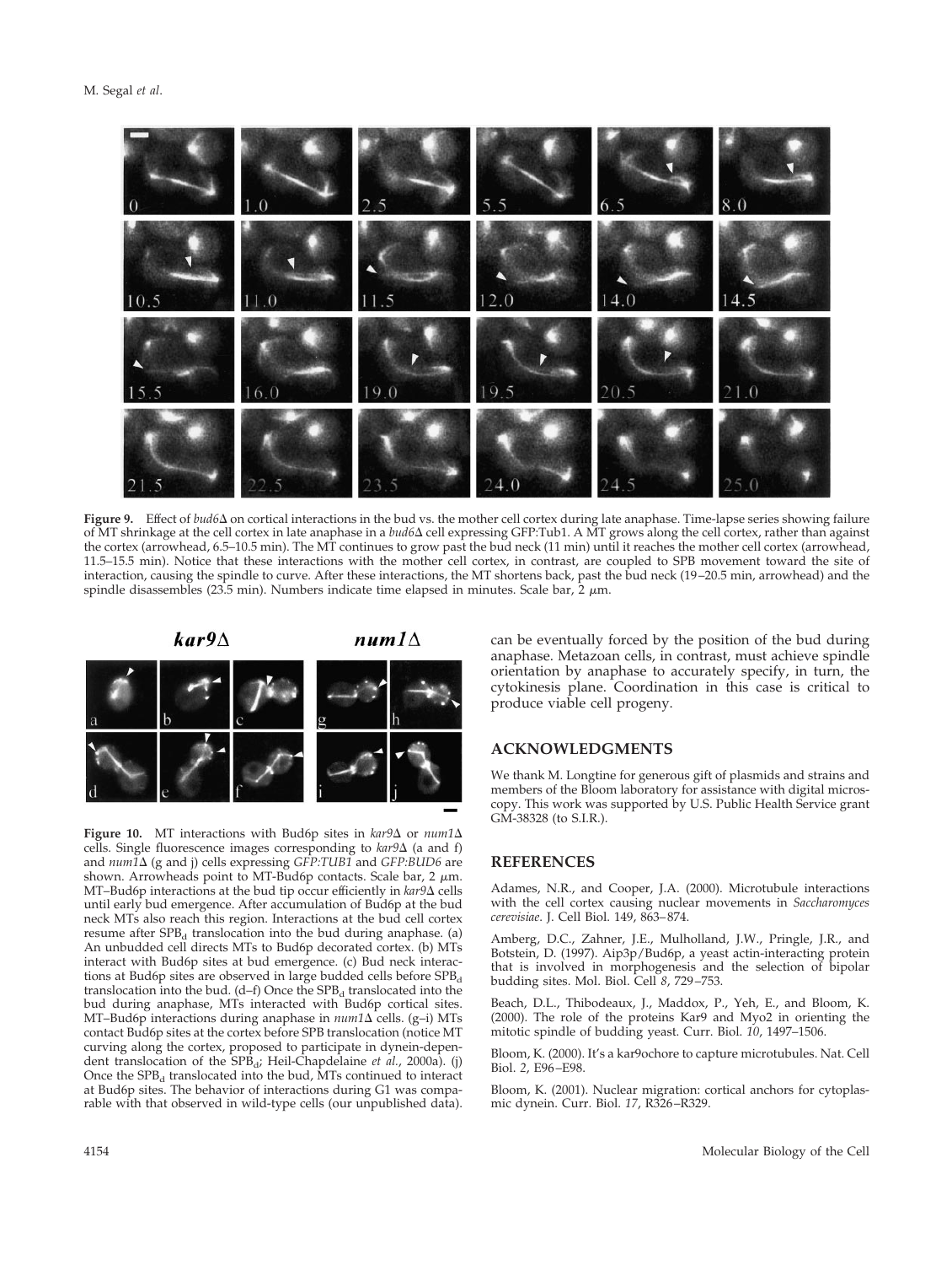**Figure 9.** Effect of *bud6*Δ on cortical interactions in the bud vs. the mother cell cortex during late anaphase. Time-lapse series showing failure of MT shrinkage at the cell cortex in late anaphase in a *bud6*Δ cell expressing GFP:Tub1. A MT grows along the cell cortex, rather than against the cortex (arrowhead, 6.5–10.5 min). The MT continues to grow past the bud neck (11 min) until it reaches the mother cell cortex (arrowhead, 11.5–15.5 min). Notice that these interactions with the mother cell cortex, in contrast, are coupled to SPB movement toward the site of interaction, causing the spindle to curve. After these interactions, the MT shortens back, past the bud neck (19–20.5 min, arrowhead) and the spindle disassembles (23.5 min). Numbers indicate time elapsed in minutes. Scale bar, 2 μm.

**Figure 10.** MT interactions with Bud6p sites in *kar9*Δ or *num1*Δ cells. Single fluorescence images corresponding to *kar9*Δ (a and f) and *num1*Δ (g and j) cells expressing *GFP:TUB1* and *GFP:BUD6* are shown. Arrowheads point to MT-Bud6p contacts. Scale bar, 2 μm. MT–Bud6p interactions at the bud tip occur efficiently in *kar9*Δ cells until early bud emergence. After accumulation of Bud6p at the bud neck MTs also reach this region. Interactions at the bud cell cortex resume after $SPB_d$ translocation into the bud during anaphase. (a) An unbudded cell directs MTs to Bud6p decorated cortex. (b) MTs interact with Bud6p sites at bud emergence. (c) Bud neck interactions at Bud6p sites are observed in large budded cells before $SPB_d$ translocation into the bud. (d–f) Once the $SPB_d$ translocated into the bud during anaphase, MTs interacted with Bud6p cortical sites. MT–Bud6p interactions during anaphase in *num1*Δ cells. (g–i) MTs contact Bud6p sites at the cortex before SPB translocation (notice MT curving along the cortex, proposed to participate in dynein-dependent translocation of the $SPB_d$; Heil-Chapdelaine *et al.*, 2000a). (j) Once the $SPB_d$ translocated into the bud, MTs continued to interact at Bud6p sites. The behavior of interactions during G1 was comparable with that observed in wild-type cells (our unpublished data).

can be eventually forced by the position of the bud during anaphase. Metazoan cells, in contrast, must achieve spindle orientation by anaphase to accurately specify, in turn, the cytokinesis plane. Coordination in this case is critical to produce viable cell progeny.

## ACKNOWLEDGMENTS

We thank M. Longtine for generous gift of plasmids and strains and members of the Bloom laboratory for assistance with digital microscopy. This work was supported by U.S. Public Health Service grant GM-38328 (to S.I.R.).

## REFERENCES

Adames, N.R., and Cooper, J.A. (2000). Microtubule interactions with the cell cortex causing nuclear movements in *Saccharomyces cerevisiae*. J. Cell Biol. 149, 863–874.

Amberg, D.C., Zahner, J.E., Mulholland, J.W., Pringle, J.R., and Botstein, D. (1997). Aip3p/Bud6p, a yeast actin-interacting protein that is involved in morphogenesis and the selection of bipolar budding sites. Mol. Biol. Cell *8*, 729–753.

Beach, D.L., Thibodeaux, J., Maddox, P., Yeh, E., and Bloom, K. (2000). The role of the proteins Kar9 and Myo2 in orienting the mitotic spindle of budding yeast. Curr. Biol. *10*, 1497–1506.

Bloom, K. (2000). It's a kar9ochore to capture microtubules. Nat. Cell Biol. *2*, E96–E98.

Bloom, K. (2001). Nuclear migration: cortical anchors for cytoplasmic dynein. Curr. Biol. *17*, R326–R329.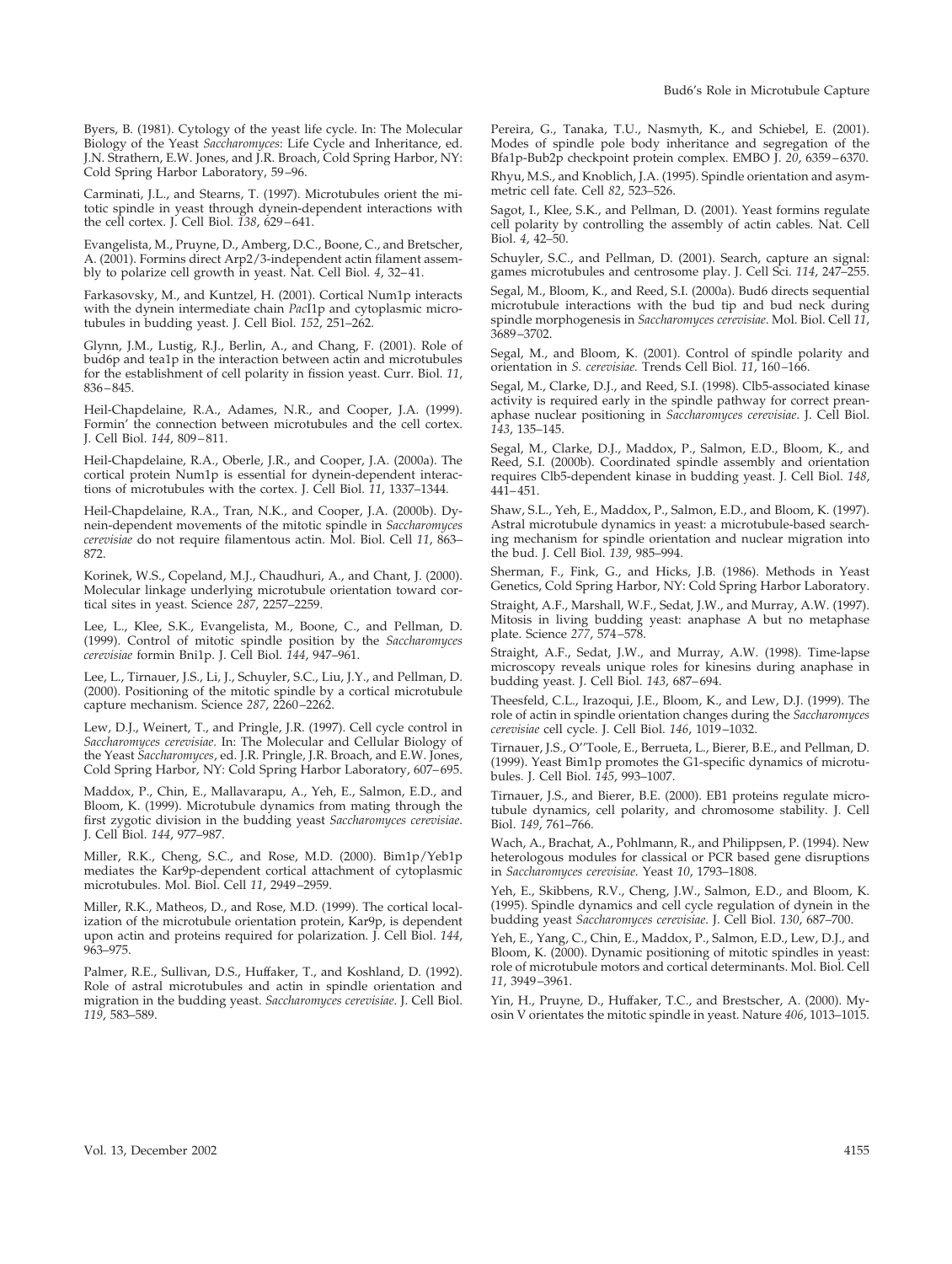Byers, B. (1981). Cytology of the yeast life cycle. In: The Molecular Biology of the Yeast *Saccharomyces*: Life Cycle and Inheritance, ed. J.N. Strathern, E.W. Jones, and J.R. Broach, Cold Spring Harbor, NY: Cold Spring Harbor Laboratory, 59–96.

Carminati, J.L., and Stearns, T. (1997). Microtubules orient the mitotic spindle in yeast through dynein-dependent interactions with the cell cortex. J. Cell Biol. *138*, 629–641.

Evangelista, M., Pruyne, D., Amberg, D.C., Boone, C., and Bretscher, A. (2001). Formins direct Arp2/3-independent actin filament assembly to polarize cell growth in yeast. Nat. Cell Biol. *4*, 32–41.

Farkasovsky, M., and Kuntzel, H. (2001). Cortical Num1p interacts with the dynein intermediate chain *Pac*11p and cytoplasmic microtubules in budding yeast. J. Cell Biol. *152*, 251–262.

Glynn, J.M., Lustig, R.J., Berlin, A., and Chang, F. (2001). Role of bud6p and tea1p in the interaction between actin and microtubules for the establishment of cell polarity in fission yeast. Curr. Biol. *11*, 836–845.

Heil-Chapdelaine, R.A., Adames, N.R., and Cooper, J.A. (1999). Formin' the connection between microtubules and the cell cortex. J. Cell Biol. *144*, 809–811.

Heil-Chapdelaine, R.A., Oberle, J.R., and Cooper, J.A. (2000a). The cortical protein Num1p is essential for dynein-dependent interactions of microtubules with the cortex. J. Cell Biol. *11*, 1337–1344.

Heil-Chapdelaine, R.A., Tran, N.K., and Cooper, J.A. (2000b). Dynein-dependent movements of the mitotic spindle in *Saccharomyces cerevisiae* do not require filamentous actin. Mol. Biol. Cell *11*, 863–872.

Korinek, W.S., Copeland, M.J., Chaudhuri, A., and Chant, J. (2000). Molecular linkage underlying microtubule orientation toward cortical sites in yeast. Science *287*, 2257–2259.

Lee, L., Klee, S.K., Evangelista, M., Boone, C., and Pellman, D. (1999). Control of mitotic spindle position by the *Saccharomyces cerevisiae* formin Bni1p. J. Cell Biol. *144*, 947–961.

Lee, L., Tirnauer, J.S., Li, J., Schuyler, S.C., Liu, J.Y., and Pellman, D. (2000). Positioning of the mitotic spindle by a cortical microtubule capture mechanism. Science *287*, 2260–2262.

Lew, D.J., Weinert, T., and Pringle, J.R. (1997). Cell cycle control in *Saccharomyces cerevisiae*. In: The Molecular and Cellular Biology of the Yeast *Saccharomyces*, ed. J.R. Pringle, J.R. Broach, and E.W. Jones, Cold Spring Harbor, NY: Cold Spring Harbor Laboratory, 607–695.

Maddox, P., Chin, E., Mallavarapu, A., Yeh, E., Salmon, E.D., and Bloom, K. (1999). Microtubule dynamics from mating through the first zygotic division in the budding yeast *Saccharomyces cerevisiae*. J. Cell Biol. *144*, 977–987.

Miller, R.K., Cheng, S.C., and Rose, M.D. (2000). Bim1p/Yeb1p mediates the Kar9p-dependent cortical attachment of cytoplasmic microtubules. Mol. Biol. Cell *11*, 2949–2959.

Miller, R.K., Matheos, D., and Rose, M.D. (1999). The cortical localization of the microtubule orientation protein, Kar9p, is dependent upon actin and proteins required for polarization. J. Cell Biol. *144*, 963–975.

Palmer, R.E., Sullivan, D.S., Huffaker, T., and Koshland, D. (1992). Role of astral microtubules and actin in spindle orientation and migration in the budding yeast. *Saccharomyces cerevisiae*. J. Cell Biol. *119*, 583–589.

Pereira, G., Tanaka, T.U., Nasmyth, K., and Schiebel, E. (2001). Modes of spindle pole body inheritance and segregation of the Bfa1p-Bub2p checkpoint protein complex. EMBO J. *20*, 6359–6370.

Rhyu, M.S., and Knoblich, J.A. (1995). Spindle orientation and asymmetric cell fate. Cell *82*, 523–526.

Sagot, I., Klee, S.K., and Pellman, D. (2001). Yeast formins regulate cell polarity by controlling the assembly of actin cables. Nat. Cell Biol. *4*, 42–50.

Schuyler, S.C., and Pellman, D. (2001). Search, capture an signal: games microtubules and centrosome play. J. Cell Sci. *114*, 247–255.

Segal, M., Bloom, K., and Reed, S.I. (2000a). Bud6 directs sequential microtubule interactions with the bud tip and bud neck during spindle morphogenesis in *Saccharomyces cerevisiae*. Mol. Biol. Cell *11*, 3689–3702.

Segal, M., and Bloom, K. (2001). Control of spindle polarity and orientation in *S. cerevisiae.* Trends Cell Biol. *11*, 160–166.

Segal, M., Clarke, D.J., and Reed, S.I. (1998). Clb5-associated kinase activity is required early in the spindle pathway for correct preanaphase nuclear positioning in *Saccharomyces cerevisiae*. J. Cell Biol. *143*, 135–145.

Segal, M., Clarke, D.J., Maddox, P., Salmon, E.D., Bloom, K., and Reed, S.I. (2000b). Coordinated spindle assembly and orientation requires Clb5-dependent kinase in budding yeast. J. Cell Biol. *148*, 441–451.

Shaw, S.L., Yeh, E., Maddox, P., Salmon, E.D., and Bloom, K. (1997). Astral microtubule dynamics in yeast: a microtubule-based searching mechanism for spindle orientation and nuclear migration into the bud. J. Cell Biol. *139*, 985–994.

Sherman, F., Fink, G., and Hicks, J.B. (1986). Methods in Yeast Genetics, Cold Spring Harbor, NY: Cold Spring Harbor Laboratory.

Straight, A.F., Marshall, W.F., Sedat, J.W., and Murray, A.W. (1997). Mitosis in living budding yeast: anaphase A but no metaphase plate. Science *277*, 574–578.

Straight, A.F., Sedat, J.W., and Murray, A.W. (1998). Time-lapse microscopy reveals unique roles for kinesins during anaphase in budding yeast. J. Cell Biol. *143*, 687–694.

Theesfeld, C.L., Irazoqui, J.E., Bloom, K., and Lew, D.J. (1999). The role of actin in spindle orientation changes during the *Saccharomyces cerevisiae* cell cycle. J. Cell Biol. *146*, 1019–1032.

Tirnauer, J.S., O''Toole, E., Berrueta, L., Bierer, B.E., and Pellman, D. (1999). Yeast Bim1p promotes the G1-specific dynamics of microtubules. J. Cell Biol. *145*, 993–1007.

Tirnauer, J.S., and Bierer, B.E. (2000). EB1 proteins regulate microtubule dynamics, cell polarity, and chromosome stability. J. Cell Biol. *149*, 761–766.

Wach, A., Brachat, A., Pohlmann, R., and Philippsen, P. (1994). New heterologous modules for classical or PCR based gene disruptions in *Saccharomyces cerevisiae.* Yeast *10*, 1793–1808.

Yeh, E., Skibbens, R.V., Cheng, J.W., Salmon, E.D., and Bloom, K. (1995). Spindle dynamics and cell cycle regulation of dynein in the budding yeast *Saccharomyces cerevisiae*. J. Cell Biol. *130*, 687–700.

Yeh, E., Yang, C., Chin, E., Maddox, P., Salmon, E.D., Lew, D.J., and Bloom, K. (2000). Dynamic positioning of mitotic spindles in yeast: role of microtubule motors and cortical determinants. Mol. Biol. Cell *11*, 3949–3961.

Yin, H., Pruyne, D., Huffaker, T.C., and Brestscher, A. (2000). Myosin V orientates the mitotic spindle in yeast. Nature *406*, 1013–1015.